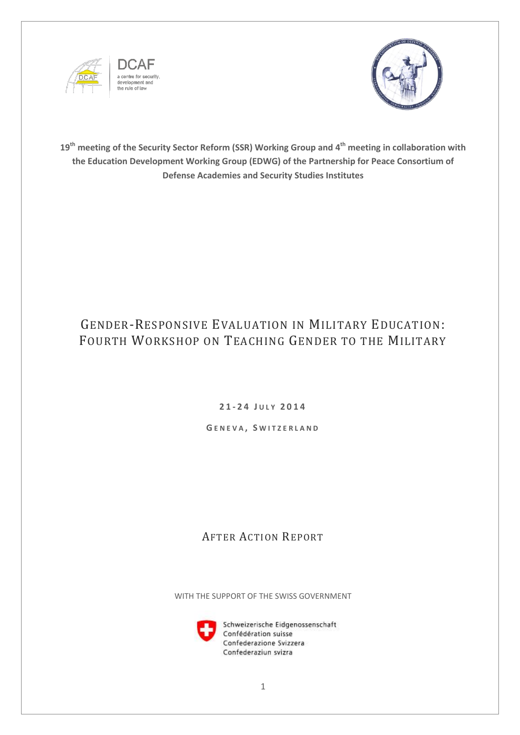DCAF
a centre for security, development and the rule of law

**19th meeting of the Security Sector Reform (SSR) Working Group and 4th meeting in collaboration with the Education Development Working Group (EDWG) of the Partnership for Peace Consortium of Defense Academies and Security Studies Institutes**

# Gender-Responsive Evaluation in Military Education: Fourth Workshop on Teaching Gender to the Military

**21-24 July 2014**

**Geneva, Switzerland**

## After Action Report

WITH THE SUPPORT OF THE SWISS GOVERNMENT

Schweizerische Eidgenossenschaft
Confédération suisse
Confederazione Svizzera
Confederaziun svizra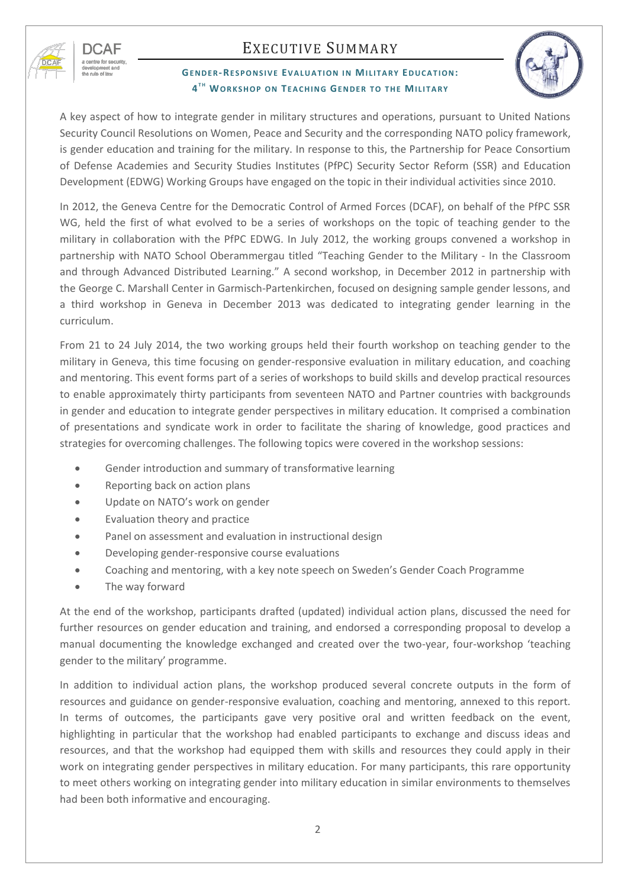# EXECUTIVE SUMMARY

## GENDER-RESPONSIVE EVALUATION IN MILITARY EDUCATION: 4TH WORKSHOP ON TEACHING GENDER TO THE MILITARY

A key aspect of how to integrate gender in military structures and operations, pursuant to United Nations Security Council Resolutions on Women, Peace and Security and the corresponding NATO policy framework, is gender education and training for the military. In response to this, the Partnership for Peace Consortium of Defense Academies and Security Studies Institutes (PfPC) Security Sector Reform (SSR) and Education Development (EDWG) Working Groups have engaged on the topic in their individual activities since 2010.

In 2012, the Geneva Centre for the Democratic Control of Armed Forces (DCAF), on behalf of the PfPC SSR WG, held the first of what evolved to be a series of workshops on the topic of teaching gender to the military in collaboration with the PfPC EDWG. In July 2012, the working groups convened a workshop in partnership with NATO School Oberammergau titled "Teaching Gender to the Military - In the Classroom and through Advanced Distributed Learning." A second workshop, in December 2012 in partnership with the George C. Marshall Center in Garmisch-Partenkirchen, focused on designing sample gender lessons, and a third workshop in Geneva in December 2013 was dedicated to integrating gender learning in the curriculum.

From 21 to 24 July 2014, the two working groups held their fourth workshop on teaching gender to the military in Geneva, this time focusing on gender-responsive evaluation in military education, and coaching and mentoring. This event forms part of a series of workshops to build skills and develop practical resources to enable approximately thirty participants from seventeen NATO and Partner countries with backgrounds in gender and education to integrate gender perspectives in military education. It comprised a combination of presentations and syndicate work in order to facilitate the sharing of knowledge, good practices and strategies for overcoming challenges. The following topics were covered in the workshop sessions:

- Gender introduction and summary of transformative learning
- Reporting back on action plans
- Update on NATO's work on gender
- Evaluation theory and practice
- Panel on assessment and evaluation in instructional design
- Developing gender-responsive course evaluations
- Coaching and mentoring, with a key note speech on Sweden's Gender Coach Programme
- The way forward

At the end of the workshop, participants drafted (updated) individual action plans, discussed the need for further resources on gender education and training, and endorsed a corresponding proposal to develop a manual documenting the knowledge exchanged and created over the two-year, four-workshop 'teaching gender to the military' programme.

In addition to individual action plans, the workshop produced several concrete outputs in the form of resources and guidance on gender-responsive evaluation, coaching and mentoring, annexed to this report. In terms of outcomes, the participants gave very positive oral and written feedback on the event, highlighting in particular that the workshop had enabled participants to exchange and discuss ideas and resources, and that the workshop had equipped them with skills and resources they could apply in their work on integrating gender perspectives in military education. For many participants, this rare opportunity to meet others working on integrating gender into military education in similar environments to themselves had been both informative and encouraging.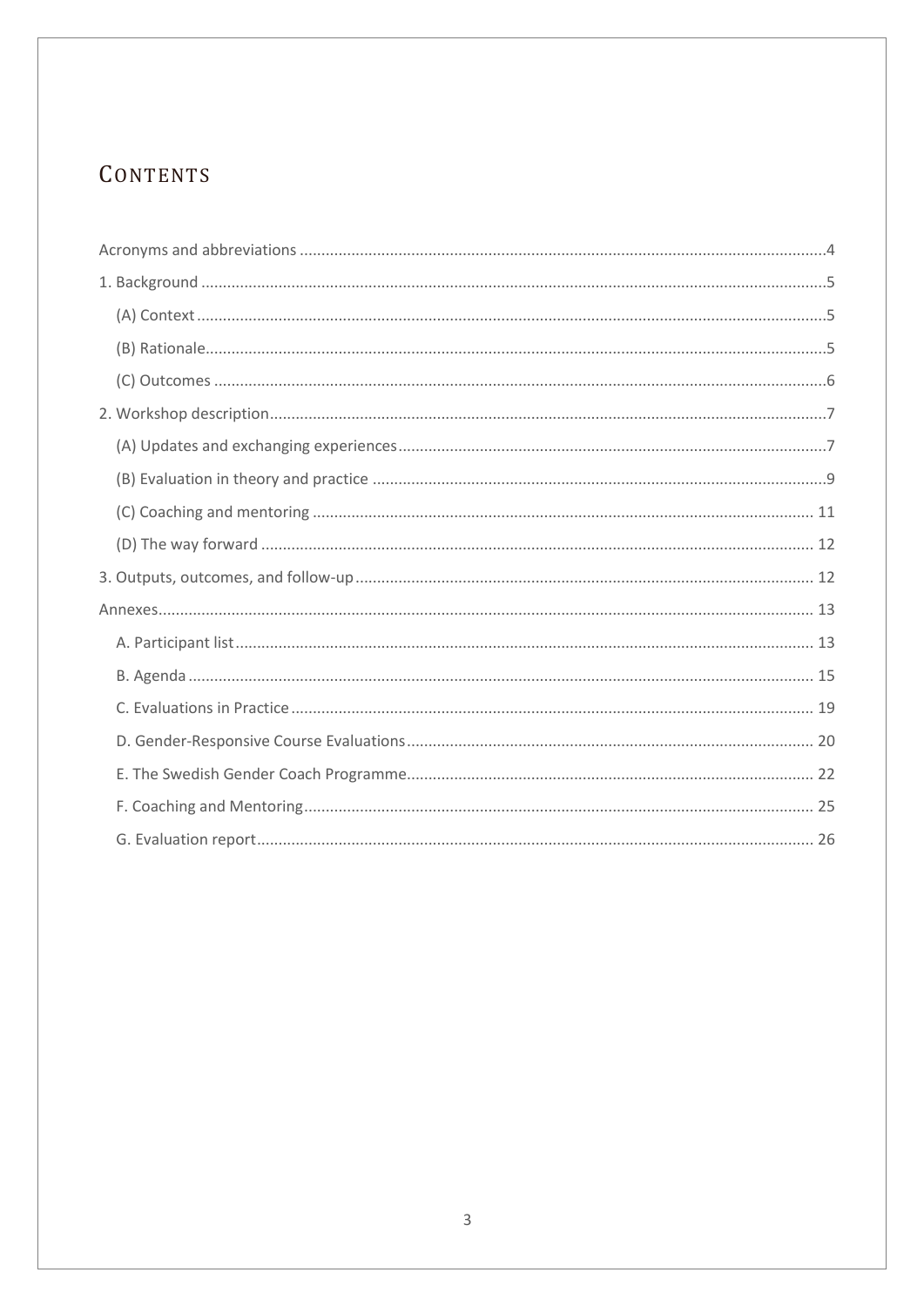# CONTENTS

Acronyms and abbreviations ....................................................................................................................4

1. Background .........................................................................................................................................5

    (A) Context ..........................................................................................................................................5

    (B) Rationale.........................................................................................................................................5

    (C) Outcomes .......................................................................................................................................6

2. Workshop description..........................................................................................................................7

    (A) Updates and exchanging experiences..............................................................................................7

    (B) Evaluation in theory and practice ...................................................................................................9

    (C) Coaching and mentoring ..............................................................................................................11

    (D) The way forward ..........................................................................................................................12

3. Outputs, outcomes, and follow-up.....................................................................................................12

Annexes..................................................................................................................................................13

    A. Participant list.................................................................................................................................13

    B. Agenda ...........................................................................................................................................15

    C. Evaluations in Practice ...................................................................................................................19

    D. Gender-Responsive Course Evaluations.........................................................................................20

    E. The Swedish Gender Coach Programme.........................................................................................22

    F. Coaching and Mentoring.................................................................................................................25

    G. Evaluation report............................................................................................................................26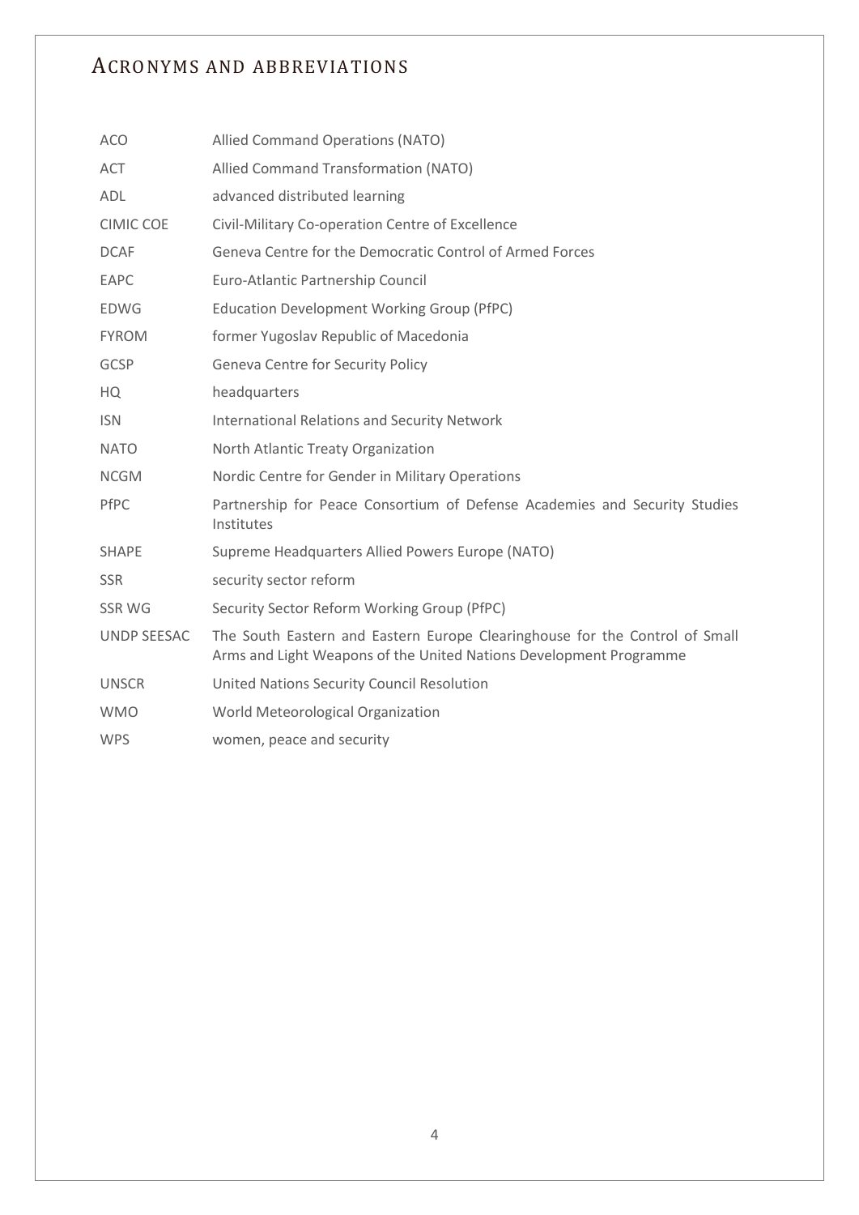# ACRONYMS AND ABBREVIATIONS

| | |
|---|---|
| ACO | Allied Command Operations (NATO) |
| ACT | Allied Command Transformation (NATO) |
| ADL | advanced distributed learning |
| CIMIC COE | Civil-Military Co-operation Centre of Excellence |
| DCAF | Geneva Centre for the Democratic Control of Armed Forces |
| EAPC | Euro-Atlantic Partnership Council |
| EDWG | Education Development Working Group (PfPC) |
| FYROM | former Yugoslav Republic of Macedonia |
| GCSP | Geneva Centre for Security Policy |
| HQ | headquarters |
| ISN | International Relations and Security Network |
| NATO | North Atlantic Treaty Organization |
| NCGM | Nordic Centre for Gender in Military Operations |
| PfPC | Partnership for Peace Consortium of Defense Academies and Security Studies Institutes |
| SHAPE | Supreme Headquarters Allied Powers Europe (NATO) |
| SSR | security sector reform |
| SSR WG | Security Sector Reform Working Group (PfPC) |
| UNDP SEESAC | The South Eastern and Eastern Europe Clearinghouse for the Control of Small Arms and Light Weapons of the United Nations Development Programme |
| UNSCR | United Nations Security Council Resolution |
| WMO | World Meteorological Organization |
| WPS | women, peace and security |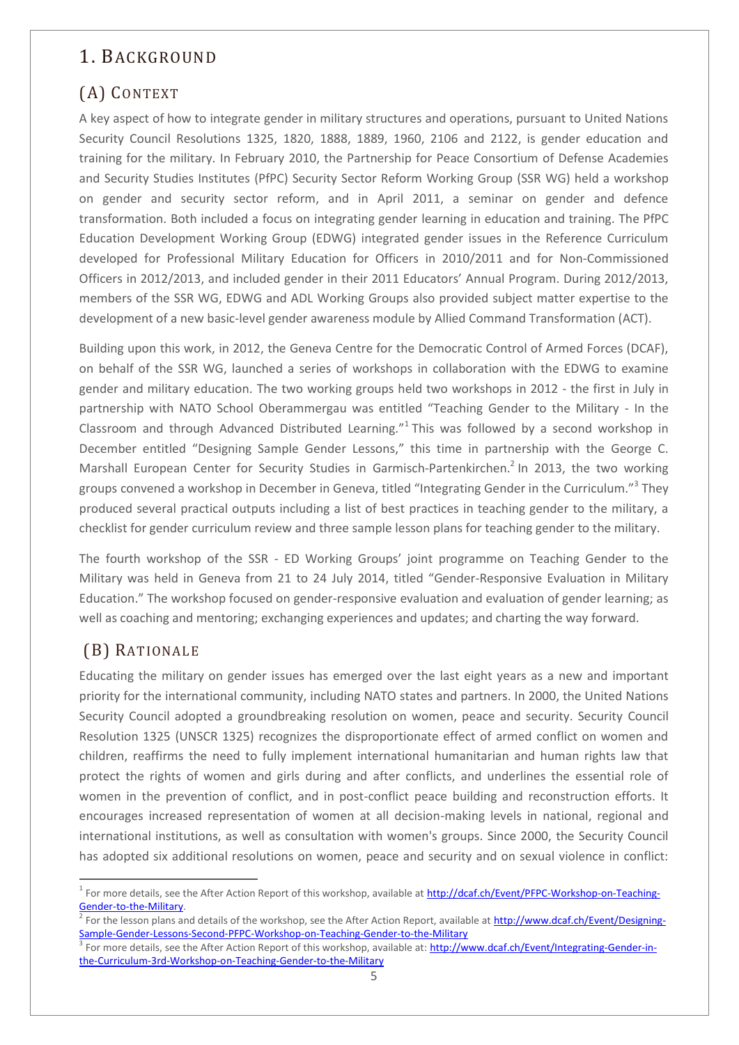# 1. Background

## (A) Context

A key aspect of how to integrate gender in military structures and operations, pursuant to United Nations Security Council Resolutions 1325, 1820, 1888, 1889, 1960, 2106 and 2122, is gender education and training for the military. In February 2010, the Partnership for Peace Consortium of Defense Academies and Security Studies Institutes (PfPC) Security Sector Reform Working Group (SSR WG) held a workshop on gender and security sector reform, and in April 2011, a seminar on gender and defence transformation. Both included a focus on integrating gender learning in education and training. The PfPC Education Development Working Group (EDWG) integrated gender issues in the Reference Curriculum developed for Professional Military Education for Officers in 2010/2011 and for Non-Commissioned Officers in 2012/2013, and included gender in their 2011 Educators' Annual Program. During 2012/2013, members of the SSR WG, EDWG and ADL Working Groups also provided subject matter expertise to the development of a new basic-level gender awareness module by Allied Command Transformation (ACT).

Building upon this work, in 2012, the Geneva Centre for the Democratic Control of Armed Forces (DCAF), on behalf of the SSR WG, launched a series of workshops in collaboration with the EDWG to examine gender and military education. The two working groups held two workshops in 2012 - the first in July in partnership with NATO School Oberammergau was entitled "Teaching Gender to the Military - In the Classroom and through Advanced Distributed Learning."[1] This was followed by a second workshop in December entitled "Designing Sample Gender Lessons," this time in partnership with the George C. Marshall European Center for Security Studies in Garmisch-Partenkirchen.[2] In 2013, the two working groups convened a workshop in December in Geneva, titled "Integrating Gender in the Curriculum."[3] They produced several practical outputs including a list of best practices in teaching gender to the military, a checklist for gender curriculum review and three sample lesson plans for teaching gender to the military.

The fourth workshop of the SSR - ED Working Groups' joint programme on Teaching Gender to the Military was held in Geneva from 21 to 24 July 2014, titled "Gender-Responsive Evaluation in Military Education." The workshop focused on gender-responsive evaluation and evaluation of gender learning; as well as coaching and mentoring; exchanging experiences and updates; and charting the way forward.

## (B) Rationale

Educating the military on gender issues has emerged over the last eight years as a new and important priority for the international community, including NATO states and partners. In 2000, the United Nations Security Council adopted a groundbreaking resolution on women, peace and security. Security Council Resolution 1325 (UNSCR 1325) recognizes the disproportionate effect of armed conflict on women and children, reaffirms the need to fully implement international humanitarian and human rights law that protect the rights of women and girls during and after conflicts, and underlines the essential role of women in the prevention of conflict, and in post-conflict peace building and reconstruction efforts. It encourages increased representation of women at all decision-making levels in national, regional and international institutions, as well as consultation with women's groups. Since 2000, the Security Council has adopted six additional resolutions on women, peace and security and on sexual violence in conflict:

---

[1] For more details, see the After Action Report of this workshop, available at http://dcaf.ch/Event/PFPC-Workshop-on-Teaching-Gender-to-the-Military.

[2] For the lesson plans and details of the workshop, see the After Action Report, available at http://www.dcaf.ch/Event/Designing-Sample-Gender-Lessons-Second-PFPC-Workshop-on-Teaching-Gender-to-the-Military

[3] For more details, see the After Action Report of this workshop, available at: http://www.dcaf.ch/Event/Integrating-Gender-in-the-Curriculum-3rd-Workshop-on-Teaching-Gender-to-the-Military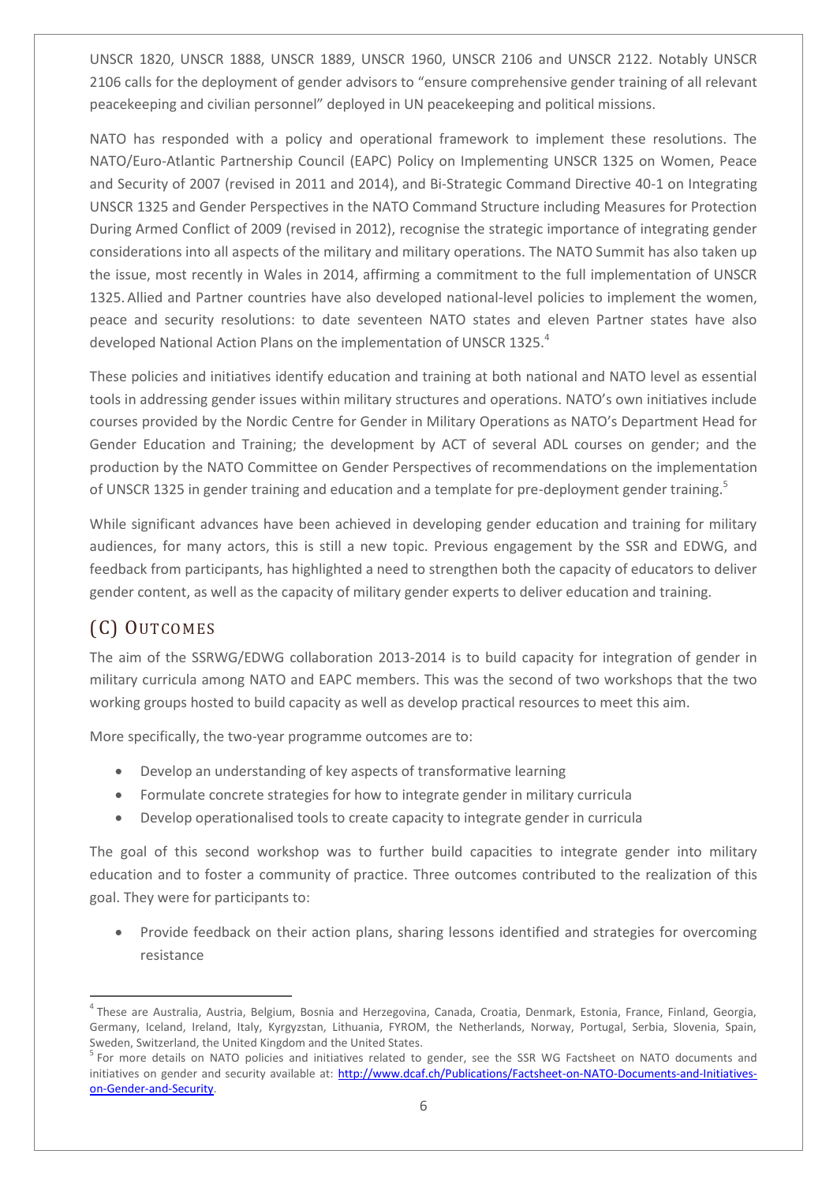UNSCR 1820, UNSCR 1888, UNSCR 1889, UNSCR 1960, UNSCR 2106 and UNSCR 2122. Notably UNSCR 2106 calls for the deployment of gender advisors to "ensure comprehensive gender training of all relevant peacekeeping and civilian personnel" deployed in UN peacekeeping and political missions.

NATO has responded with a policy and operational framework to implement these resolutions. The NATO/Euro-Atlantic Partnership Council (EAPC) Policy on Implementing UNSCR 1325 on Women, Peace and Security of 2007 (revised in 2011 and 2014), and Bi-Strategic Command Directive 40-1 on Integrating UNSCR 1325 and Gender Perspectives in the NATO Command Structure including Measures for Protection During Armed Conflict of 2009 (revised in 2012), recognise the strategic importance of integrating gender considerations into all aspects of the military and military operations. The NATO Summit has also taken up the issue, most recently in Wales in 2014, affirming a commitment to the full implementation of UNSCR 1325. Allied and Partner countries have also developed national-level policies to implement the women, peace and security resolutions: to date seventeen NATO states and eleven Partner states have also developed National Action Plans on the implementation of UNSCR 1325.[4]

These policies and initiatives identify education and training at both national and NATO level as essential tools in addressing gender issues within military structures and operations. NATO's own initiatives include courses provided by the Nordic Centre for Gender in Military Operations as NATO's Department Head for Gender Education and Training; the development by ACT of several ADL courses on gender; and the production by the NATO Committee on Gender Perspectives of recommendations on the implementation of UNSCR 1325 in gender training and education and a template for pre-deployment gender training.[5]

While significant advances have been achieved in developing gender education and training for military audiences, for many actors, this is still a new topic. Previous engagement by the SSR and EDWG, and feedback from participants, has highlighted a need to strengthen both the capacity of educators to deliver gender content, as well as the capacity of military gender experts to deliver education and training.

## (C) Outcomes

The aim of the SSRWG/EDWG collaboration 2013-2014 is to build capacity for integration of gender in military curricula among NATO and EAPC members. This was the second of two workshops that the two working groups hosted to build capacity as well as develop practical resources to meet this aim.

More specifically, the two-year programme outcomes are to:

- Develop an understanding of key aspects of transformative learning
- Formulate concrete strategies for how to integrate gender in military curricula
- Develop operationalised tools to create capacity to integrate gender in curricula

The goal of this second workshop was to further build capacities to integrate gender into military education and to foster a community of practice. Three outcomes contributed to the realization of this goal. They were for participants to:

- Provide feedback on their action plans, sharing lessons identified and strategies for overcoming resistance

---

[4] These are Australia, Austria, Belgium, Bosnia and Herzegovina, Canada, Croatia, Denmark, Estonia, France, Finland, Georgia, Germany, Iceland, Ireland, Italy, Kyrgyzstan, Lithuania, FYROM, the Netherlands, Norway, Portugal, Serbia, Slovenia, Spain, Sweden, Switzerland, the United Kingdom and the United States.

[5] For more details on NATO policies and initiatives related to gender, see the SSR WG Factsheet on NATO documents and initiatives on gender and security available at: http://www.dcaf.ch/Publications/Factsheet-on-NATO-Documents-and-Initiatives-on-Gender-and-Security.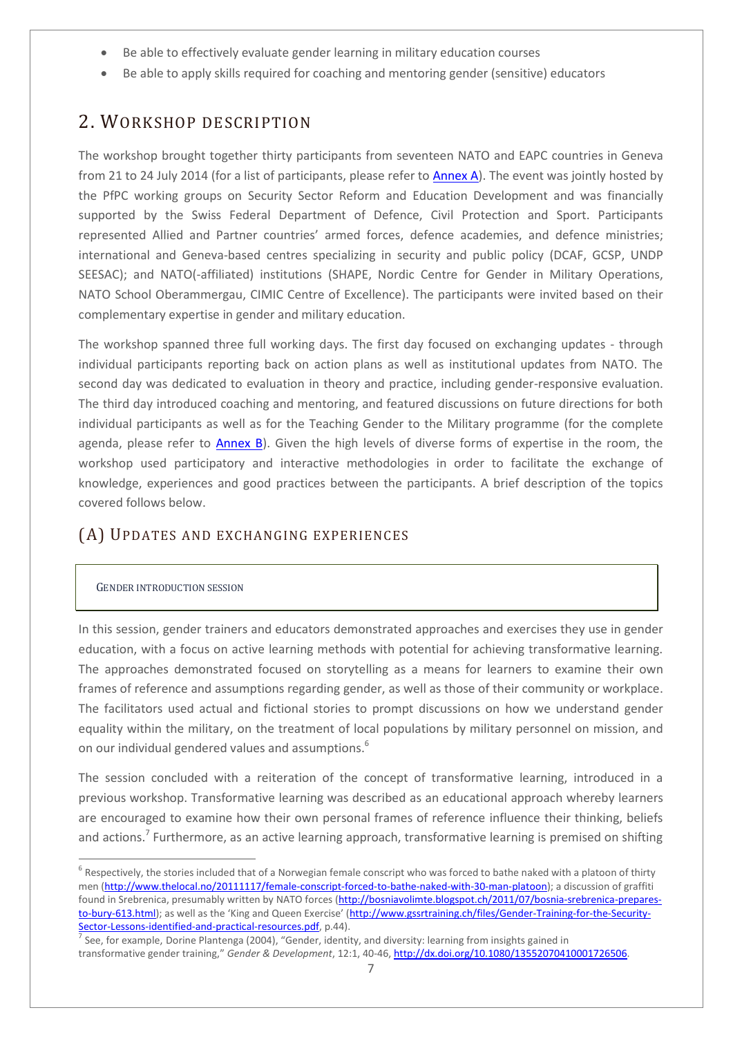- Be able to effectively evaluate gender learning in military education courses
- Be able to apply skills required for coaching and mentoring gender (sensitive) educators

## 2. Workshop description

The workshop brought together thirty participants from seventeen NATO and EAPC countries in Geneva from 21 to 24 July 2014 (for a list of participants, please refer to Annex A). The event was jointly hosted by the PfPC working groups on Security Sector Reform and Education Development and was financially supported by the Swiss Federal Department of Defence, Civil Protection and Sport. Participants represented Allied and Partner countries' armed forces, defence academies, and defence ministries; international and Geneva-based centres specializing in security and public policy (DCAF, GCSP, UNDP SEESAC); and NATO(-affiliated) institutions (SHAPE, Nordic Centre for Gender in Military Operations, NATO School Oberammergau, CIMIC Centre of Excellence). The participants were invited based on their complementary expertise in gender and military education.

The workshop spanned three full working days. The first day focused on exchanging updates - through individual participants reporting back on action plans as well as institutional updates from NATO. The second day was dedicated to evaluation in theory and practice, including gender-responsive evaluation. The third day introduced coaching and mentoring, and featured discussions on future directions for both individual participants as well as for the Teaching Gender to the Military programme (for the complete agenda, please refer to Annex B). Given the high levels of diverse forms of expertise in the room, the workshop used participatory and interactive methodologies in order to facilitate the exchange of knowledge, experiences and good practices between the participants. A brief description of the topics covered follows below.

### (A) Updates and exchanging experiences

#### Gender introduction session

In this session, gender trainers and educators demonstrated approaches and exercises they use in gender education, with a focus on active learning methods with potential for achieving transformative learning. The approaches demonstrated focused on storytelling as a means for learners to examine their own frames of reference and assumptions regarding gender, as well as those of their community or workplace. The facilitators used actual and fictional stories to prompt discussions on how we understand gender equality within the military, on the treatment of local populations by military personnel on mission, and on our individual gendered values and assumptions.[6]

The session concluded with a reiteration of the concept of transformative learning, introduced in a previous workshop. Transformative learning was described as an educational approach whereby learners are encouraged to examine how their own personal frames of reference influence their thinking, beliefs and actions.[7] Furthermore, as an active learning approach, transformative learning is premised on shifting

---

[6] Respectively, the stories included that of a Norwegian female conscript who was forced to bathe naked with a platoon of thirty men (http://www.thelocal.no/20111117/female-conscript-forced-to-bathe-naked-with-30-man-platoon); a discussion of graffiti found in Srebrenica, presumably written by NATO forces (http://bosniavolimte.blogspot.ch/2011/07/bosnia-srebrenica-prepares-to-bury-613.html); as well as the 'King and Queen Exercise' (http://www.gssrtraining.ch/files/Gender-Training-for-the-Security-Sector-Lessons-identified-and-practical-resources.pdf, p.44).

[7] See, for example, Dorine Plantenga (2004), "Gender, identity, and diversity: learning from insights gained in transformative gender training," *Gender & Development*, 12:1, 40-46, http://dx.doi.org/10.1080/13552070410001726506.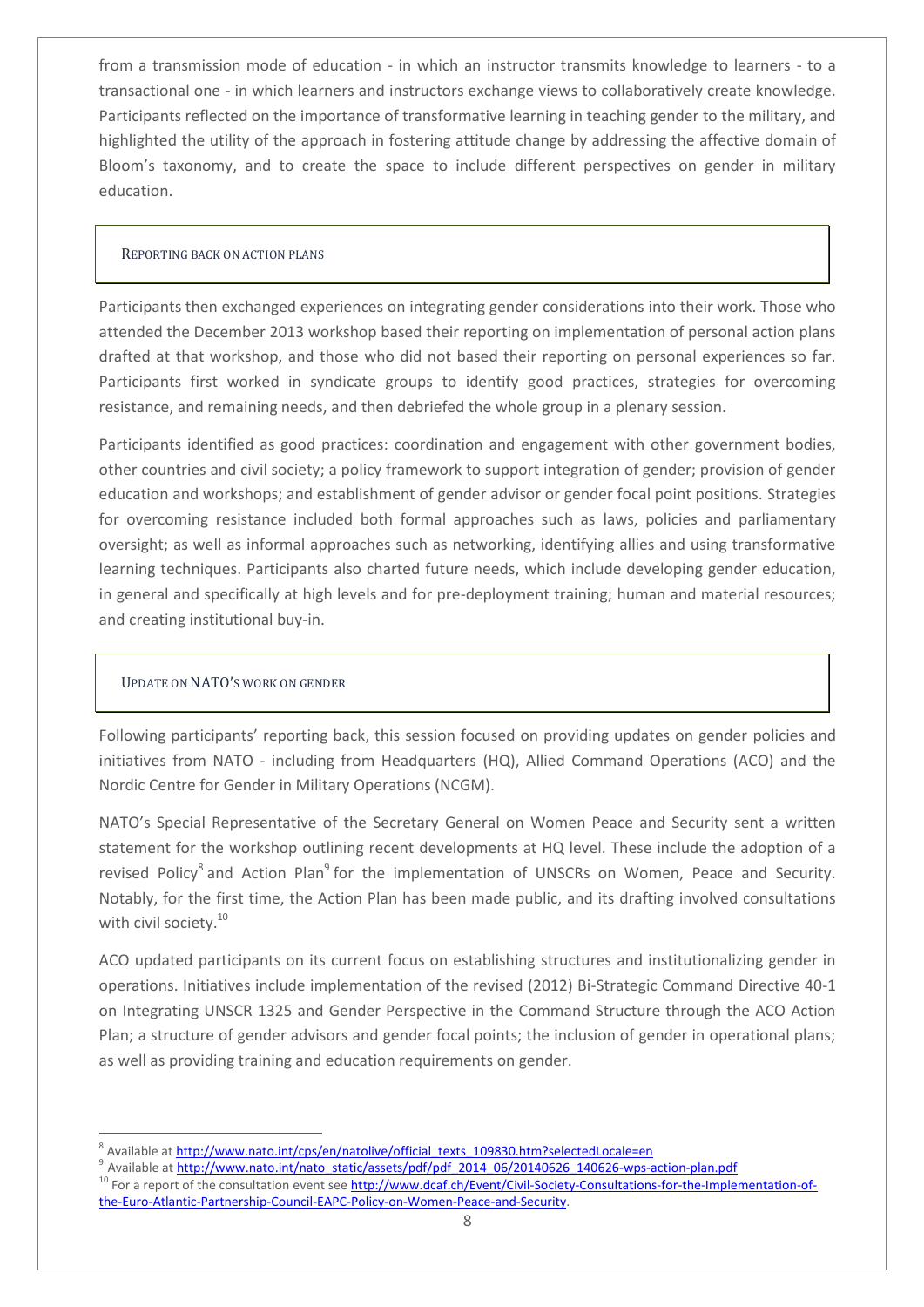from a transmission mode of education - in which an instructor transmits knowledge to learners - to a transactional one - in which learners and instructors exchange views to collaboratively create knowledge. Participants reflected on the importance of transformative learning in teaching gender to the military, and highlighted the utility of the approach in fostering attitude change by addressing the affective domain of Bloom's taxonomy, and to create the space to include different perspectives on gender in military education.

## REPORTING BACK ON ACTION PLANS

Participants then exchanged experiences on integrating gender considerations into their work. Those who attended the December 2013 workshop based their reporting on implementation of personal action plans drafted at that workshop, and those who did not based their reporting on personal experiences so far. Participants first worked in syndicate groups to identify good practices, strategies for overcoming resistance, and remaining needs, and then debriefed the whole group in a plenary session.

Participants identified as good practices: coordination and engagement with other government bodies, other countries and civil society; a policy framework to support integration of gender; provision of gender education and workshops; and establishment of gender advisor or gender focal point positions. Strategies for overcoming resistance included both formal approaches such as laws, policies and parliamentary oversight; as well as informal approaches such as networking, identifying allies and using transformative learning techniques. Participants also charted future needs, which include developing gender education, in general and specifically at high levels and for pre-deployment training; human and material resources; and creating institutional buy-in.

## UPDATE ON NATO'S WORK ON GENDER

Following participants' reporting back, this session focused on providing updates on gender policies and initiatives from NATO - including from Headquarters (HQ), Allied Command Operations (ACO) and the Nordic Centre for Gender in Military Operations (NCGM).

NATO's Special Representative of the Secretary General on Women Peace and Security sent a written statement for the workshop outlining recent developments at HQ level. These include the adoption of a revised Policy[8] and Action Plan[9] for the implementation of UNSCRs on Women, Peace and Security. Notably, for the first time, the Action Plan has been made public, and its drafting involved consultations with civil society.[10]

ACO updated participants on its current focus on establishing structures and institutionalizing gender in operations. Initiatives include implementation of the revised (2012) Bi-Strategic Command Directive 40-1 on Integrating UNSCR 1325 and Gender Perspective in the Command Structure through the ACO Action Plan; a structure of gender advisors and gender focal points; the inclusion of gender in operational plans; as well as providing training and education requirements on gender.

---

[8] Available at http://www.nato.int/cps/en/natolive/official_texts_109830.htm?selectedLocale=en

[9] Available at http://www.nato.int/nato_static/assets/pdf/pdf_2014_06/20140626_140626-wps-action-plan.pdf

[10] For a report of the consultation event see http://www.dcaf.ch/Event/Civil-Society-Consultations-for-the-Implementation-of-the-Euro-Atlantic-Partnership-Council-EAPC-Policy-on-Women-Peace-and-Security.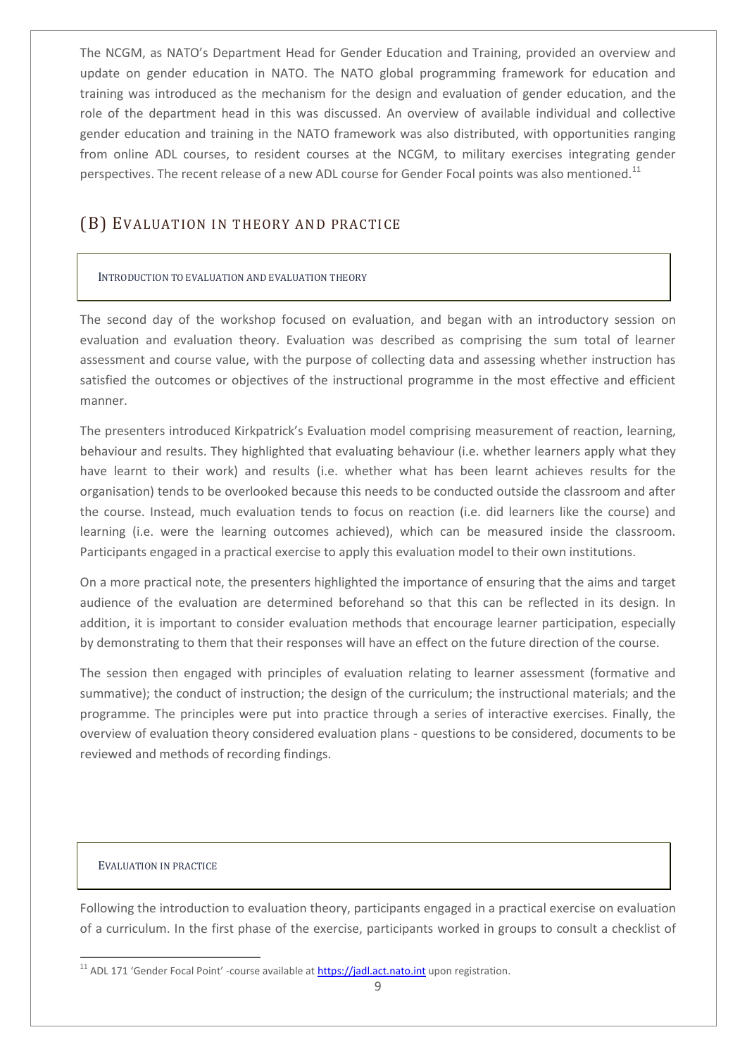The NCGM, as NATO's Department Head for Gender Education and Training, provided an overview and update on gender education in NATO. The NATO global programming framework for education and training was introduced as the mechanism for the design and evaluation of gender education, and the role of the department head in this was discussed. An overview of available individual and collective gender education and training in the NATO framework was also distributed, with opportunities ranging from online ADL courses, to resident courses at the NCGM, to military exercises integrating gender perspectives. The recent release of a new ADL course for Gender Focal points was also mentioned.[11]

## (B) EVALUATION IN THEORY AND PRACTICE

### INTRODUCTION TO EVALUATION AND EVALUATION THEORY

The second day of the workshop focused on evaluation, and began with an introductory session on evaluation and evaluation theory. Evaluation was described as comprising the sum total of learner assessment and course value, with the purpose of collecting data and assessing whether instruction has satisfied the outcomes or objectives of the instructional programme in the most effective and efficient manner.

The presenters introduced Kirkpatrick's Evaluation model comprising measurement of reaction, learning, behaviour and results. They highlighted that evaluating behaviour (i.e. whether learners apply what they have learnt to their work) and results (i.e. whether what has been learnt achieves results for the organisation) tends to be overlooked because this needs to be conducted outside the classroom and after the course. Instead, much evaluation tends to focus on reaction (i.e. did learners like the course) and learning (i.e. were the learning outcomes achieved), which can be measured inside the classroom. Participants engaged in a practical exercise to apply this evaluation model to their own institutions.

On a more practical note, the presenters highlighted the importance of ensuring that the aims and target audience of the evaluation are determined beforehand so that this can be reflected in its design. In addition, it is important to consider evaluation methods that encourage learner participation, especially by demonstrating to them that their responses will have an effect on the future direction of the course.

The session then engaged with principles of evaluation relating to learner assessment (formative and summative); the conduct of instruction; the design of the curriculum; the instructional materials; and the programme. The principles were put into practice through a series of interactive exercises. Finally, the overview of evaluation theory considered evaluation plans - questions to be considered, documents to be reviewed and methods of recording findings.

### EVALUATION IN PRACTICE

Following the introduction to evaluation theory, participants engaged in a practical exercise on evaluation of a curriculum. In the first phase of the exercise, participants worked in groups to consult a checklist of

[11] ADL 171 'Gender Focal Point' -course available at https://jadl.act.nato.int upon registration.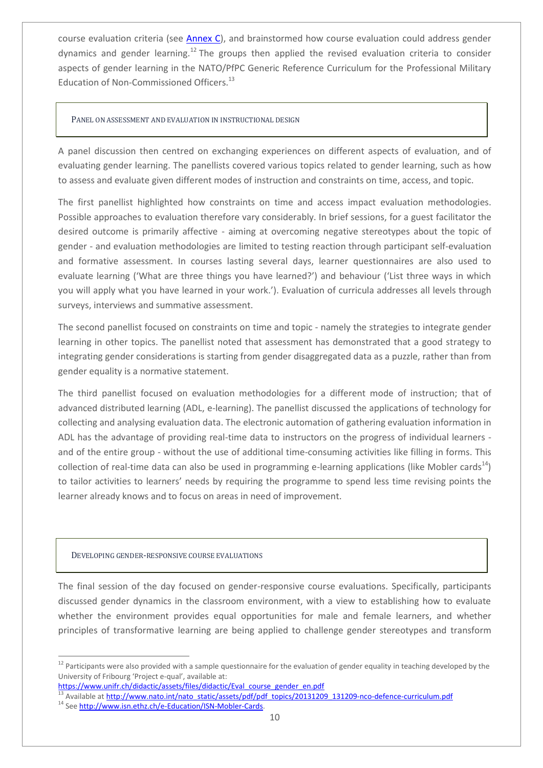course evaluation criteria (see Annex C), and brainstormed how course evaluation could address gender dynamics and gender learning.[12] The groups then applied the revised evaluation criteria to consider aspects of gender learning in the NATO/PfPC Generic Reference Curriculum for the Professional Military Education of Non-Commissioned Officers.[13]

## Panel on assessment and evaluation in instructional design

A panel discussion then centred on exchanging experiences on different aspects of evaluation, and of evaluating gender learning. The panellists covered various topics related to gender learning, such as how to assess and evaluate given different modes of instruction and constraints on time, access, and topic.

The first panellist highlighted how constraints on time and access impact evaluation methodologies. Possible approaches to evaluation therefore vary considerably. In brief sessions, for a guest facilitator the desired outcome is primarily affective - aiming at overcoming negative stereotypes about the topic of gender - and evaluation methodologies are limited to testing reaction through participant self-evaluation and formative assessment. In courses lasting several days, learner questionnaires are also used to evaluate learning ('What are three things you have learned?') and behaviour ('List three ways in which you will apply what you have learned in your work.'). Evaluation of curricula addresses all levels through surveys, interviews and summative assessment.

The second panellist focused on constraints on time and topic - namely the strategies to integrate gender learning in other topics. The panellist noted that assessment has demonstrated that a good strategy to integrating gender considerations is starting from gender disaggregated data as a puzzle, rather than from gender equality is a normative statement.

The third panellist focused on evaluation methodologies for a different mode of instruction; that of advanced distributed learning (ADL, e-learning). The panellist discussed the applications of technology for collecting and analysing evaluation data. The electronic automation of gathering evaluation information in ADL has the advantage of providing real-time data to instructors on the progress of individual learners - and of the entire group - without the use of additional time-consuming activities like filling in forms. This collection of real-time data can also be used in programming e-learning applications (like Mobler cards[14]) to tailor activities to learners' needs by requiring the programme to spend less time revising points the learner already knows and to focus on areas in need of improvement.

## Developing gender-responsive course evaluations

The final session of the day focused on gender-responsive course evaluations. Specifically, participants discussed gender dynamics in the classroom environment, with a view to establishing how to evaluate whether the environment provides equal opportunities for male and female learners, and whether principles of transformative learning are being applied to challenge gender stereotypes and transform

---

[12] Participants were also provided with a sample questionnaire for the evaluation of gender equality in teaching developed by the University of Fribourg 'Project e-qual', available at: https://www.unifr.ch/didactic/assets/files/didactic/Eval_course_gender_en.pdf

[13] Available at http://www.nato.int/nato_static/assets/pdf/pdf_topics/20131209_131209-nco-defence-curriculum.pdf

[14] See http://www.isn.ethz.ch/e-Education/ISN-Mobler-Cards.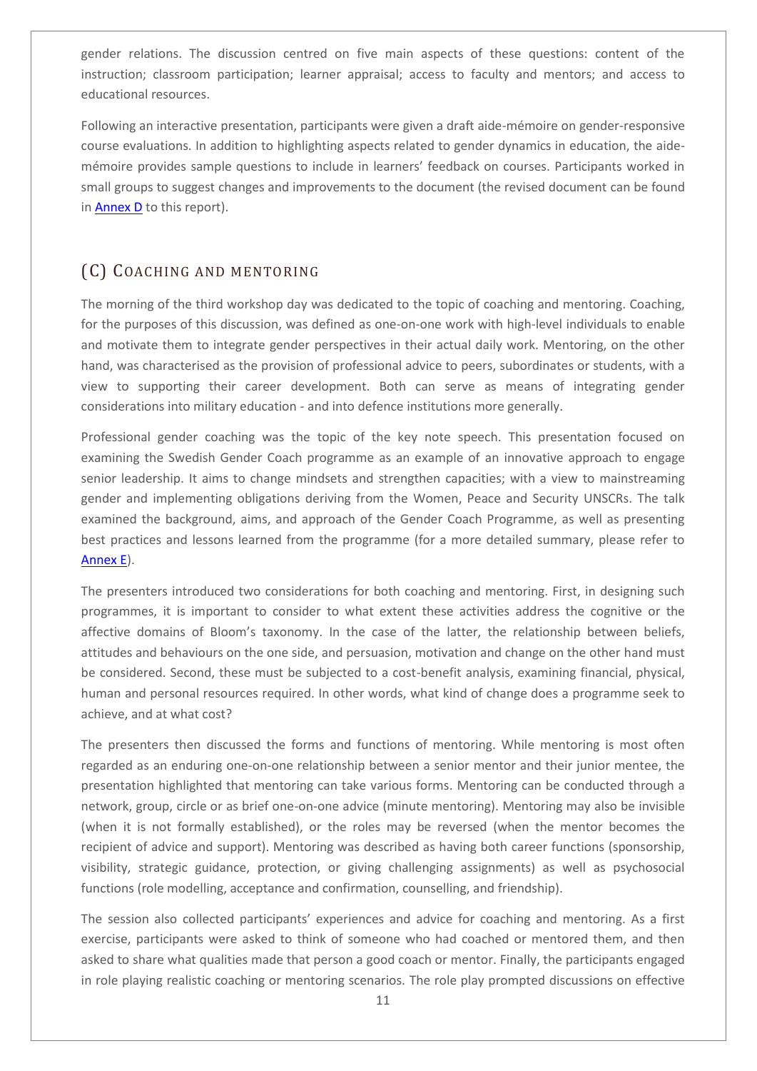gender relations. The discussion centred on five main aspects of these questions: content of the instruction; classroom participation; learner appraisal; access to faculty and mentors; and access to educational resources.

Following an interactive presentation, participants were given a draft aide-mémoire on gender-responsive course evaluations. In addition to highlighting aspects related to gender dynamics in education, the aide-mémoire provides sample questions to include in learners' feedback on courses. Participants worked in small groups to suggest changes and improvements to the document (the revised document can be found in Annex D to this report).

## (C) Coaching and mentoring

The morning of the third workshop day was dedicated to the topic of coaching and mentoring. Coaching, for the purposes of this discussion, was defined as one-on-one work with high-level individuals to enable and motivate them to integrate gender perspectives in their actual daily work. Mentoring, on the other hand, was characterised as the provision of professional advice to peers, subordinates or students, with a view to supporting their career development. Both can serve as means of integrating gender considerations into military education - and into defence institutions more generally.

Professional gender coaching was the topic of the key note speech. This presentation focused on examining the Swedish Gender Coach programme as an example of an innovative approach to engage senior leadership. It aims to change mindsets and strengthen capacities; with a view to mainstreaming gender and implementing obligations deriving from the Women, Peace and Security UNSCRs. The talk examined the background, aims, and approach of the Gender Coach Programme, as well as presenting best practices and lessons learned from the programme (for a more detailed summary, please refer to Annex E).

The presenters introduced two considerations for both coaching and mentoring. First, in designing such programmes, it is important to consider to what extent these activities address the cognitive or the affective domains of Bloom's taxonomy. In the case of the latter, the relationship between beliefs, attitudes and behaviours on the one side, and persuasion, motivation and change on the other hand must be considered. Second, these must be subjected to a cost-benefit analysis, examining financial, physical, human and personal resources required. In other words, what kind of change does a programme seek to achieve, and at what cost?

The presenters then discussed the forms and functions of mentoring. While mentoring is most often regarded as an enduring one-on-one relationship between a senior mentor and their junior mentee, the presentation highlighted that mentoring can take various forms. Mentoring can be conducted through a network, group, circle or as brief one-on-one advice (minute mentoring). Mentoring may also be invisible (when it is not formally established), or the roles may be reversed (when the mentor becomes the recipient of advice and support). Mentoring was described as having both career functions (sponsorship, visibility, strategic guidance, protection, or giving challenging assignments) as well as psychosocial functions (role modelling, acceptance and confirmation, counselling, and friendship).

The session also collected participants' experiences and advice for coaching and mentoring. As a first exercise, participants were asked to think of someone who had coached or mentored them, and then asked to share what qualities made that person a good coach or mentor. Finally, the participants engaged in role playing realistic coaching or mentoring scenarios. The role play prompted discussions on effective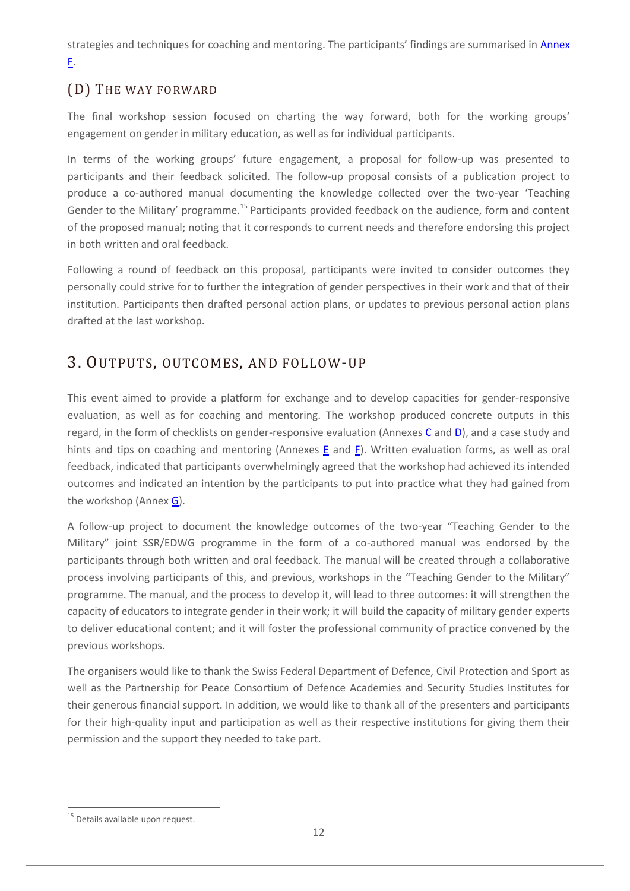strategies and techniques for coaching and mentoring. The participants' findings are summarised in Annex F.

## (D) The way forward

The final workshop session focused on charting the way forward, both for the working groups' engagement on gender in military education, as well as for individual participants.

In terms of the working groups' future engagement, a proposal for follow-up was presented to participants and their feedback solicited. The follow-up proposal consists of a publication project to produce a co-authored manual documenting the knowledge collected over the two-year 'Teaching Gender to the Military' programme.[15] Participants provided feedback on the audience, form and content of the proposed manual; noting that it corresponds to current needs and therefore endorsing this project in both written and oral feedback.

Following a round of feedback on this proposal, participants were invited to consider outcomes they personally could strive for to further the integration of gender perspectives in their work and that of their institution. Participants then drafted personal action plans, or updates to previous personal action plans drafted at the last workshop.

# 3. Outputs, outcomes, and follow-up

This event aimed to provide a platform for exchange and to develop capacities for gender-responsive evaluation, as well as for coaching and mentoring. The workshop produced concrete outputs in this regard, in the form of checklists on gender-responsive evaluation (Annexes C and D), and a case study and hints and tips on coaching and mentoring (Annexes E and F). Written evaluation forms, as well as oral feedback, indicated that participants overwhelmingly agreed that the workshop had achieved its intended outcomes and indicated an intention by the participants to put into practice what they had gained from the workshop (Annex G).

A follow-up project to document the knowledge outcomes of the two-year "Teaching Gender to the Military" joint SSR/EDWG programme in the form of a co-authored manual was endorsed by the participants through both written and oral feedback. The manual will be created through a collaborative process involving participants of this, and previous, workshops in the "Teaching Gender to the Military" programme. The manual, and the process to develop it, will lead to three outcomes: it will strengthen the capacity of educators to integrate gender in their work; it will build the capacity of military gender experts to deliver educational content; and it will foster the professional community of practice convened by the previous workshops.

The organisers would like to thank the Swiss Federal Department of Defence, Civil Protection and Sport as well as the Partnership for Peace Consortium of Defence Academies and Security Studies Institutes for their generous financial support. In addition, we would like to thank all of the presenters and participants for their high-quality input and participation as well as their respective institutions for giving them their permission and the support they needed to take part.

[15] Details available upon request.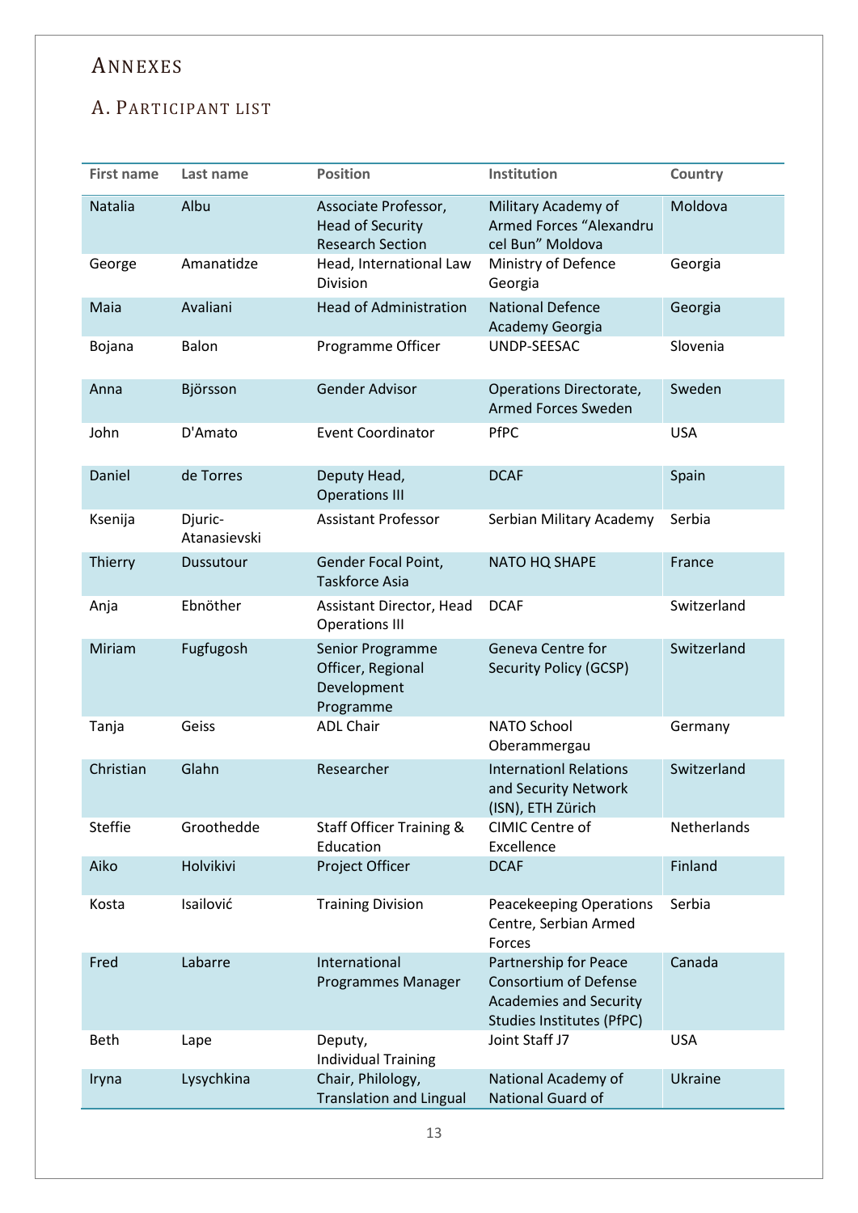# Annexes

## A. Participant list

| First name | Last name | Position | Institution | Country |
|---|---|---|---|---|
| Natalia | Albu | Associate Professor, Head of Security Research Section | Military Academy of Armed Forces “Alexandru cel Bun” Moldova | Moldova |
| George | Amanatidze | Head, International Law Division | Ministry of Defence Georgia | Georgia |
| Maia | Avaliani | Head of Administration | National Defence Academy Georgia | Georgia |
| Bojana | Balon | Programme Officer | UNDP-SEESAC | Slovenia |
| Anna | Björsson | Gender Advisor | Operations Directorate, Armed Forces Sweden | Sweden |
| John | D'Amato | Event Coordinator | PfPC | USA |
| Daniel | de Torres | Deputy Head, Operations III | DCAF | Spain |
| Ksenija | Djuric-Atanasievski | Assistant Professor | Serbian Military Academy | Serbia |
| Thierry | Dussutour | Gender Focal Point, Taskforce Asia | NATO HQ SHAPE | France |
| Anja | Ebnöther | Assistant Director, Head Operations III | DCAF | Switzerland |
| Miriam | Fugfugosh | Senior Programme Officer, Regional Development Programme | Geneva Centre for Security Policy (GCSP) | Switzerland |
| Tanja | Geiss | ADL Chair | NATO School Oberammergau | Germany |
| Christian | Glahn | Researcher | Internationl Relations and Security Network (ISN), ETH Zürich | Switzerland |
| Steffie | Groothedde | Staff Officer Training & Education | CIMIC Centre of Excellence | Netherlands |
| Aiko | Holvikivi | Project Officer | DCAF | Finland |
| Kosta | Isailović | Training Division | Peacekeeping Operations Centre, Serbian Armed Forces | Serbia |
| Fred | Labarre | International Programmes Manager | Partnership for Peace Consortium of Defense Academies and Security Studies Institutes (PfPC) | Canada |
| Beth | Lape | Deputy, Individual Training | Joint Staff J7 | USA |
| Iryna | Lysychkina | Chair, Philology, Translation and Lingual | National Academy of National Guard of | Ukraine |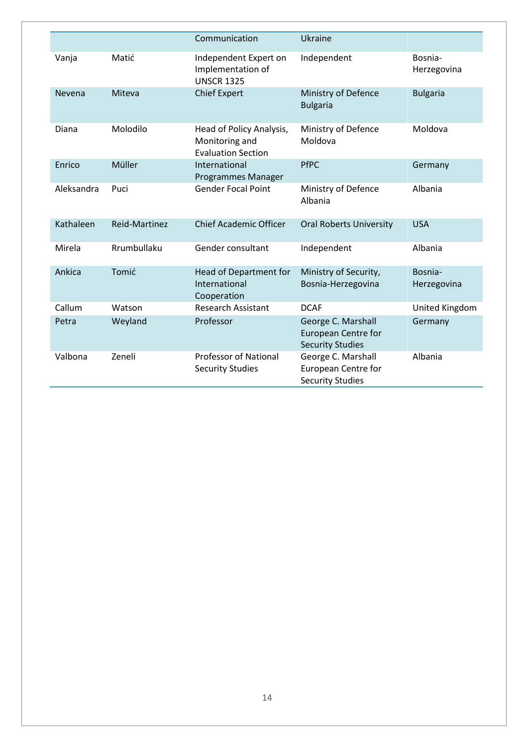| | | | | |
|---|---|---|---|---|
| | | Communication | Ukraine | |
| Vanja | Matić | Independent Expert on Implementation of UNSCR 1325 | Independent | Bosnia-Herzegovina |
| Nevena | Miteva | Chief Expert | Ministry of Defence Bulgaria | Bulgaria |
| Diana | Molodilo | Head of Policy Analysis, Monitoring and Evaluation Section | Ministry of Defence Moldova | Moldova |
| Enrico | Müller | International Programmes Manager | PfPC | Germany |
| Aleksandra | Puci | Gender Focal Point | Ministry of Defence Albania | Albania |
| Kathaleen | Reid-Martinez | Chief Academic Officer | Oral Roberts University | USA |
| Mirela | Rrumbullaku | Gender consultant | Independent | Albania |
| Ankica | Tomić | Head of Department for International Cooperation | Ministry of Security, Bosnia-Herzegovina | Bosnia-Herzegovina |
| Callum | Watson | Research Assistant | DCAF | United Kingdom |
| Petra | Weyland | Professor | George C. Marshall European Centre for Security Studies | Germany |
| Valbona | Zeneli | Professor of National Security Studies | George C. Marshall European Centre for Security Studies | Albania |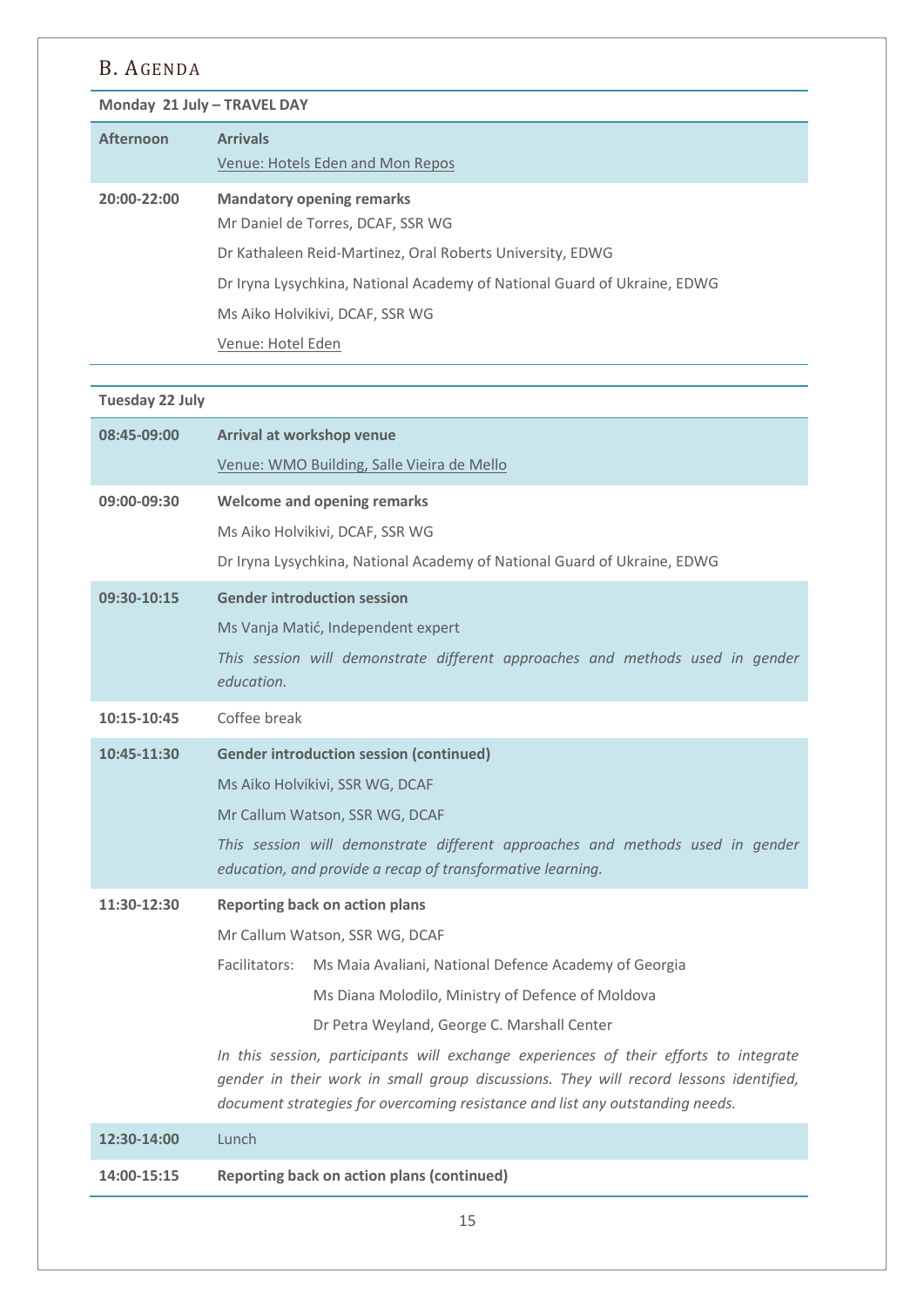## B. Agenda

**Monday 21 July – TRAVEL DAY**

| Time | Session |
|---|---|
| Afternoon | **Arrivals**<br>Venue: Hotels Eden and Mon Repos |
| 20:00-22:00 | **Mandatory opening remarks**<br>Mr Daniel de Torres, DCAF, SSR WG<br>Dr Kathaleen Reid-Martinez, Oral Roberts University, EDWG<br>Dr Iryna Lysychkina, National Academy of National Guard of Ukraine, EDWG<br>Ms Aiko Holvikivi, DCAF, SSR WG<br>Venue: Hotel Eden |

**Tuesday 22 July**

| Time | Session |
|---|---|
| 08:45-09:00 | **Arrival at workshop venue**<br>Venue: WMO Building, Salle Vieira de Mello |
| 09:00-09:30 | **Welcome and opening remarks**<br>Ms Aiko Holvikivi, DCAF, SSR WG<br>Dr Iryna Lysychkina, National Academy of National Guard of Ukraine, EDWG |
| 09:30-10:15 | **Gender introduction session**<br>Ms Vanja Matić, Independent expert<br>*This session will demonstrate different approaches and methods used in gender education.* |
| 10:15-10:45 | Coffee break |
| 10:45-11:30 | **Gender introduction session (continued)**<br>Ms Aiko Holvikivi, SSR WG, DCAF<br>Mr Callum Watson, SSR WG, DCAF<br>*This session will demonstrate different approaches and methods used in gender education, and provide a recap of transformative learning.* |
| 11:30-12:30 | **Reporting back on action plans**<br>Mr Callum Watson, SSR WG, DCAF<br>Facilitators: Ms Maia Avaliani, National Defence Academy of Georgia<br>Ms Diana Molodilo, Ministry of Defence of Moldova<br>Dr Petra Weyland, George C. Marshall Center<br>*In this session, participants will exchange experiences of their efforts to integrate gender in their work in small group discussions. They will record lessons identified, document strategies for overcoming resistance and list any outstanding needs.* |
| 12:30-14:00 | Lunch |
| 14:00-15:15 | **Reporting back on action plans (continued)** |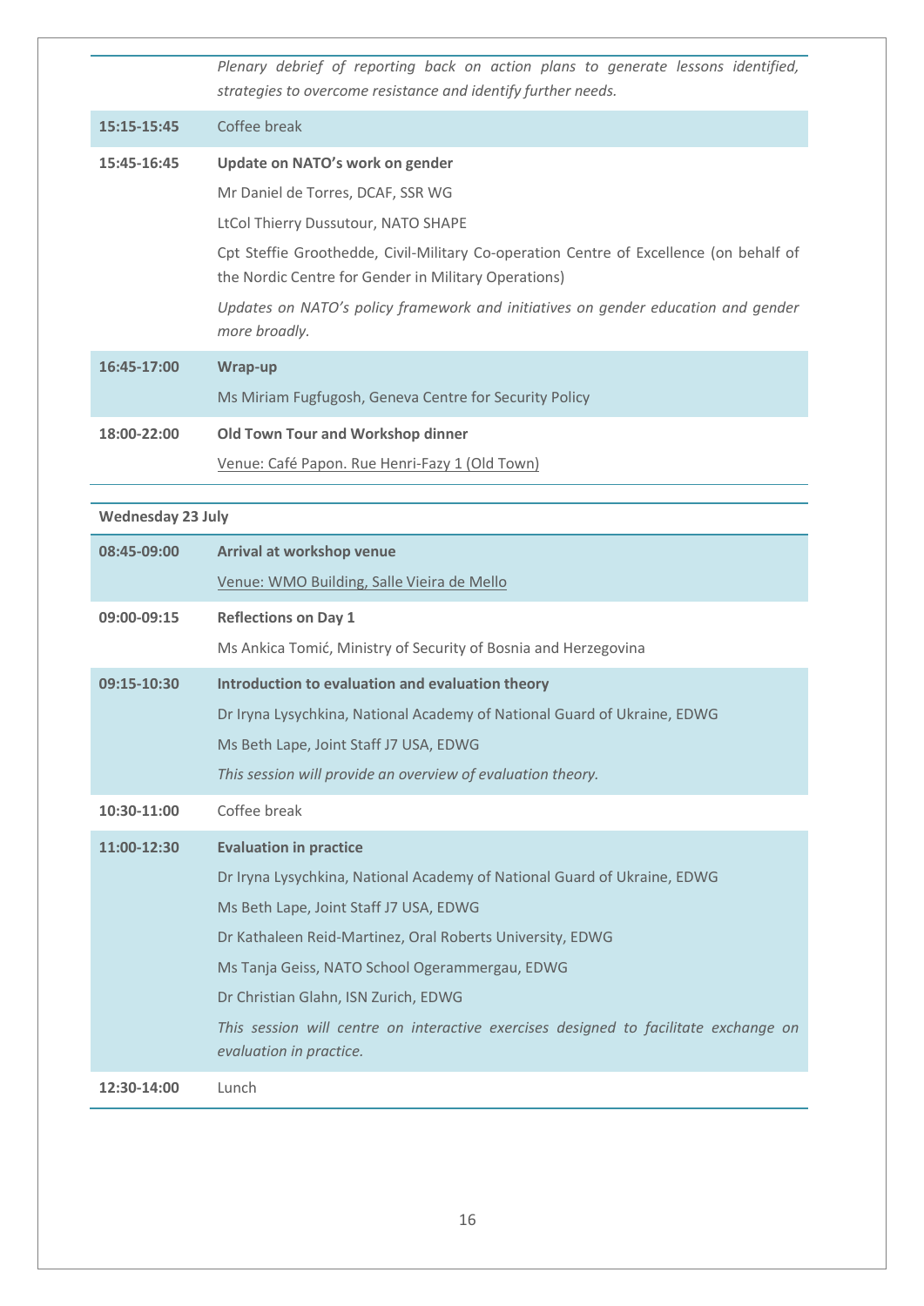| | |
|---|---|
| | *Plenary debrief of reporting back on action plans to generate lessons identified, strategies to overcome resistance and identify further needs.* |
| **15:15-15:45** | Coffee break |
| **15:45-16:45** | **Update on NATO's work on gender**<br>Mr Daniel de Torres, DCAF, SSR WG<br>LtCol Thierry Dussutour, NATO SHAPE<br>Cpt Steffie Groothedde, Civil-Military Co-operation Centre of Excellence (on behalf of the Nordic Centre for Gender in Military Operations)<br>*Updates on NATO's policy framework and initiatives on gender education and gender more broadly.* |
| **16:45-17:00** | **Wrap-up**<br>Ms Miriam Fugfugosh, Geneva Centre for Security Policy |
| **18:00-22:00** | **Old Town Tour and Workshop dinner**<br>Venue: Café Papon. Rue Henri-Fazy 1 (Old Town) |

| **Wednesday 23 July** | |
|---|---|
| **08:45-09:00** | **Arrival at workshop venue**<br>Venue: WMO Building, Salle Vieira de Mello |
| **09:00-09:15** | **Reflections on Day 1**<br>Ms Ankica Tomić, Ministry of Security of Bosnia and Herzegovina |
| **09:15-10:30** | **Introduction to evaluation and evaluation theory**<br>Dr Iryna Lysychkina, National Academy of National Guard of Ukraine, EDWG<br>Ms Beth Lape, Joint Staff J7 USA, EDWG<br>*This session will provide an overview of evaluation theory.* |
| **10:30-11:00** | Coffee break |
| **11:00-12:30** | **Evaluation in practice**<br>Dr Iryna Lysychkina, National Academy of National Guard of Ukraine, EDWG<br>Ms Beth Lape, Joint Staff J7 USA, EDWG<br>Dr Kathaleen Reid-Martinez, Oral Roberts University, EDWG<br>Ms Tanja Geiss, NATO School Ogerammergau, EDWG<br>Dr Christian Glahn, ISN Zurich, EDWG<br>*This session will centre on interactive exercises designed to facilitate exchange on evaluation in practice.* |
| **12:30-14:00** | Lunch |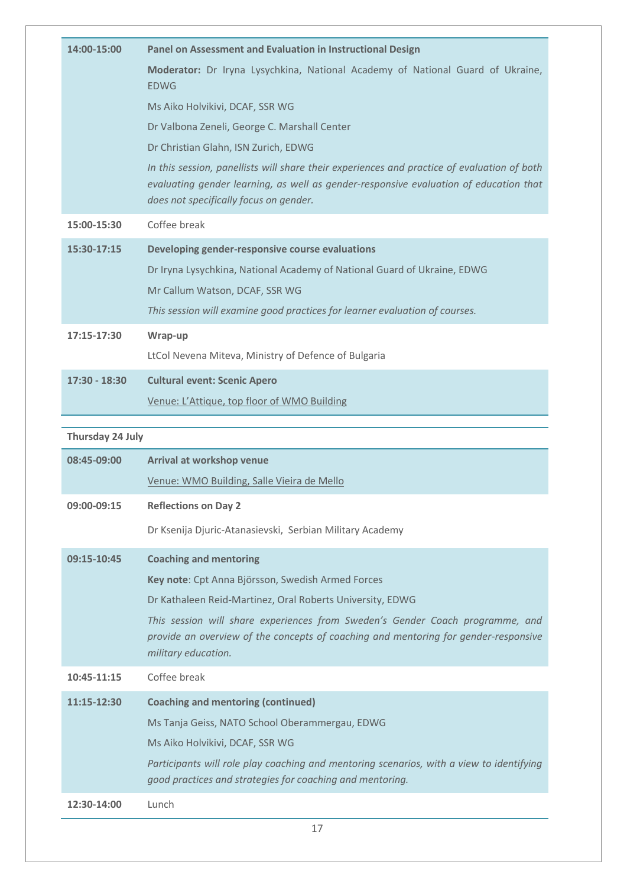| | |
|---|---|
| **14:00-15:00** | **Panel on Assessment and Evaluation in Instructional Design**<br>**Moderator:** Dr Iryna Lysychkina, National Academy of National Guard of Ukraine, EDWG<br>Ms Aiko Holvikivi, DCAF, SSR WG<br>Dr Valbona Zeneli, George C. Marshall Center<br>Dr Christian Glahn, ISN Zurich, EDWG<br>*In this session, panellists will share their experiences and practice of evaluation of both evaluating gender learning, as well as gender-responsive evaluation of education that does not specifically focus on gender.* |
| **15:00-15:30** | Coffee break |
| **15:30-17:15** | **Developing gender-responsive course evaluations**<br>Dr Iryna Lysychkina, National Academy of National Guard of Ukraine, EDWG<br>Mr Callum Watson, DCAF, SSR WG<br>*This session will examine good practices for learner evaluation of courses.* |
| **17:15-17:30** | **Wrap-up**<br>LtCol Nevena Miteva, Ministry of Defence of Bulgaria |
| **17:30 - 18:30** | **Cultural event: Scenic Apero**<br>Venue: L'Attique, top floor of WMO Building |

| **Thursday 24 July** | |
|---|---|
| **08:45-09:00** | **Arrival at workshop venue**<br>Venue: WMO Building, Salle Vieira de Mello |
| **09:00-09:15** | **Reflections on Day 2**<br>Dr Ksenija Djuric-Atanasievski, Serbian Military Academy |
| **09:15-10:45** | **Coaching and mentoring**<br>**Key note**: Cpt Anna Björsson, Swedish Armed Forces<br>Dr Kathaleen Reid-Martinez, Oral Roberts University, EDWG<br>*This session will share experiences from Sweden's Gender Coach programme, and provide an overview of the concepts of coaching and mentoring for gender-responsive military education.* |
| **10:45-11:15** | Coffee break |
| **11:15-12:30** | **Coaching and mentoring (continued)**<br>Ms Tanja Geiss, NATO School Oberammergau, EDWG<br>Ms Aiko Holvikivi, DCAF, SSR WG<br>*Participants will role play coaching and mentoring scenarios, with a view to identifying good practices and strategies for coaching and mentoring.* |
| **12:30-14:00** | Lunch |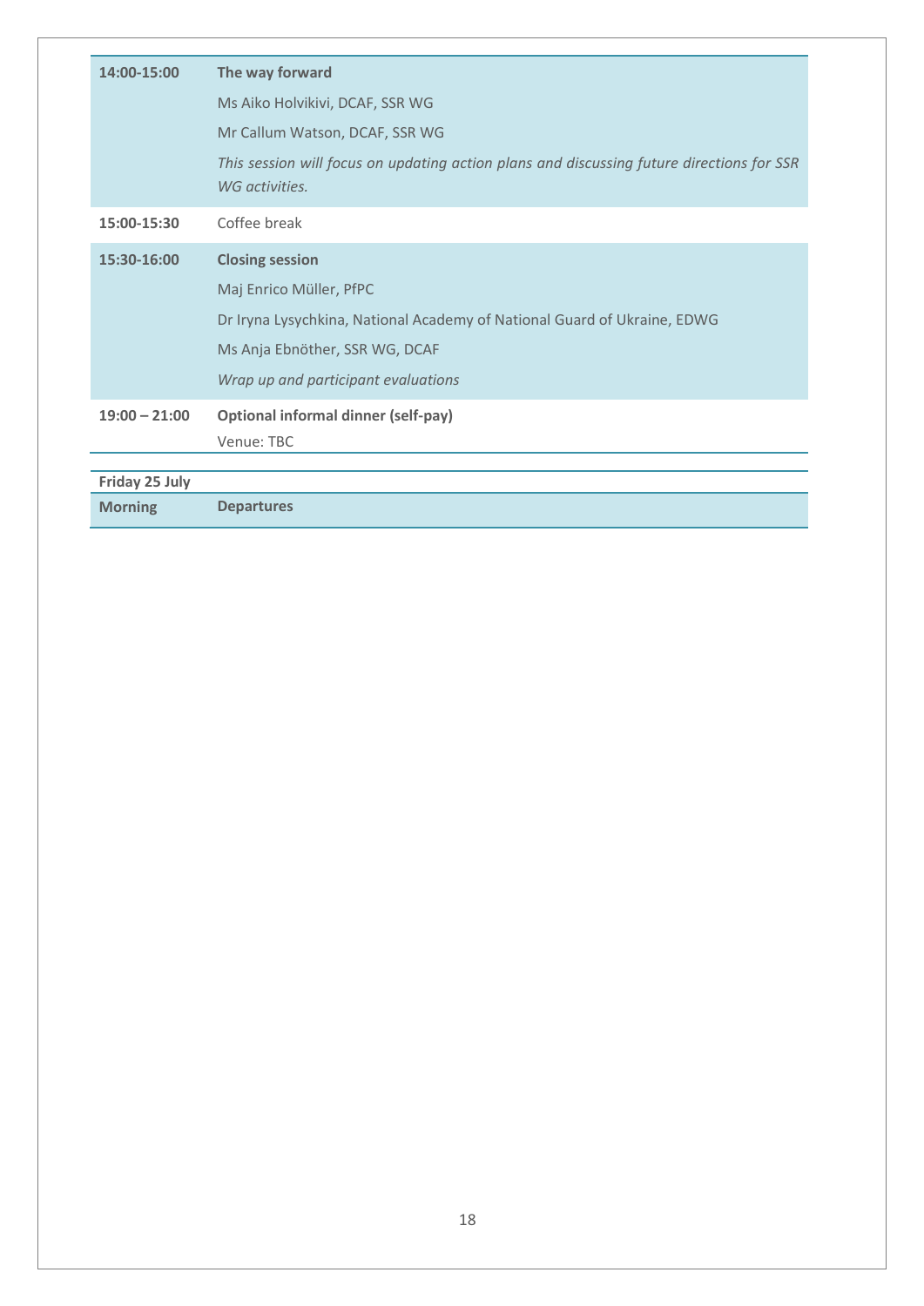| | |
|---|---|
| **14:00-15:00** | **The way forward**<br>Ms Aiko Holvikivi, DCAF, SSR WG<br>Mr Callum Watson, DCAF, SSR WG<br>*This session will focus on updating action plans and discussing future directions for SSR WG activities.* |
| **15:00-15:30** | Coffee break |
| **15:30-16:00** | **Closing session**<br>Maj Enrico Müller, PfPC<br>Dr Iryna Lysychkina, National Academy of National Guard of Ukraine, EDWG<br>Ms Anja Ebnöther, SSR WG, DCAF<br>*Wrap up and participant evaluations* |
| **19:00 – 21:00** | **Optional informal dinner (self-pay)**<br>Venue: TBC |

| | |
|---|---|
| **Friday 25 July** | |
| **Morning** | **Departures** |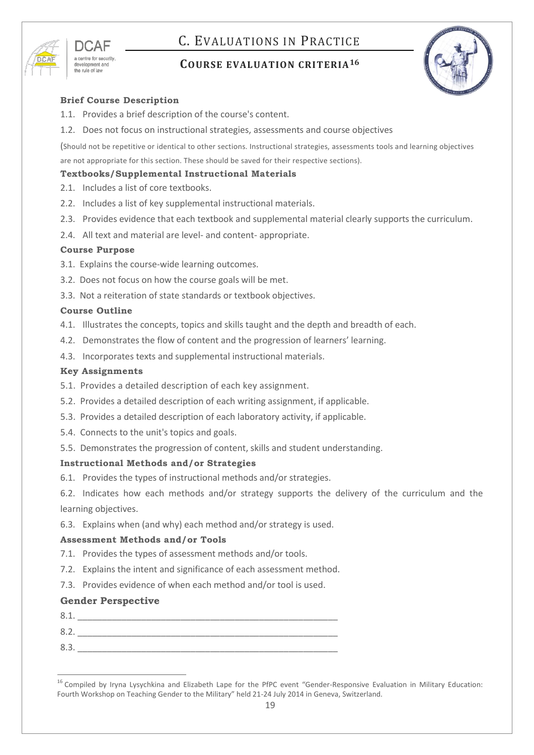# C. Evaluations in Practice

## Course Evaluation Criteria[16]

### Brief Course Description

1.1. Provides a brief description of the course's content.

1.2. Does not focus on instructional strategies, assessments and course objectives

(Should not be repetitive or identical to other sections. Instructional strategies, assessments tools and learning objectives are not appropriate for this section. These should be saved for their respective sections).

### Textbooks/Supplemental Instructional Materials

2.1. Includes a list of core textbooks.

2.2. Includes a list of key supplemental instructional materials.

2.3. Provides evidence that each textbook and supplemental material clearly supports the curriculum.

2.4. All text and material are level- and content- appropriate.

### Course Purpose

3.1. Explains the course-wide learning outcomes.

3.2. Does not focus on how the course goals will be met.

3.3. Not a reiteration of state standards or textbook objectives.

### Course Outline

4.1. Illustrates the concepts, topics and skills taught and the depth and breadth of each.

4.2. Demonstrates the flow of content and the progression of learners' learning.

4.3. Incorporates texts and supplemental instructional materials.

### Key Assignments

5.1. Provides a detailed description of each key assignment.

5.2. Provides a detailed description of each writing assignment, if applicable.

5.3. Provides a detailed description of each laboratory activity, if applicable.

5.4. Connects to the unit's topics and goals.

5.5. Demonstrates the progression of content, skills and student understanding.

### Instructional Methods and/or Strategies

6.1. Provides the types of instructional methods and/or strategies.

6.2. Indicates how each methods and/or strategy supports the delivery of the curriculum and the learning objectives.

6.3. Explains when (and why) each method and/or strategy is used.

### Assessment Methods and/or Tools

7.1. Provides the types of assessment methods and/or tools.

7.2. Explains the intent and significance of each assessment method.

7.3. Provides evidence of when each method and/or tool is used.

### Gender Perspective

8.1. _______________________________________________________

8.2. _______________________________________________________

8.3. _______________________________________________________

---

[16] Compiled by Iryna Lysychkina and Elizabeth Lape for the PfPC event "Gender-Responsive Evaluation in Military Education: Fourth Workshop on Teaching Gender to the Military" held 21-24 July 2014 in Geneva, Switzerland.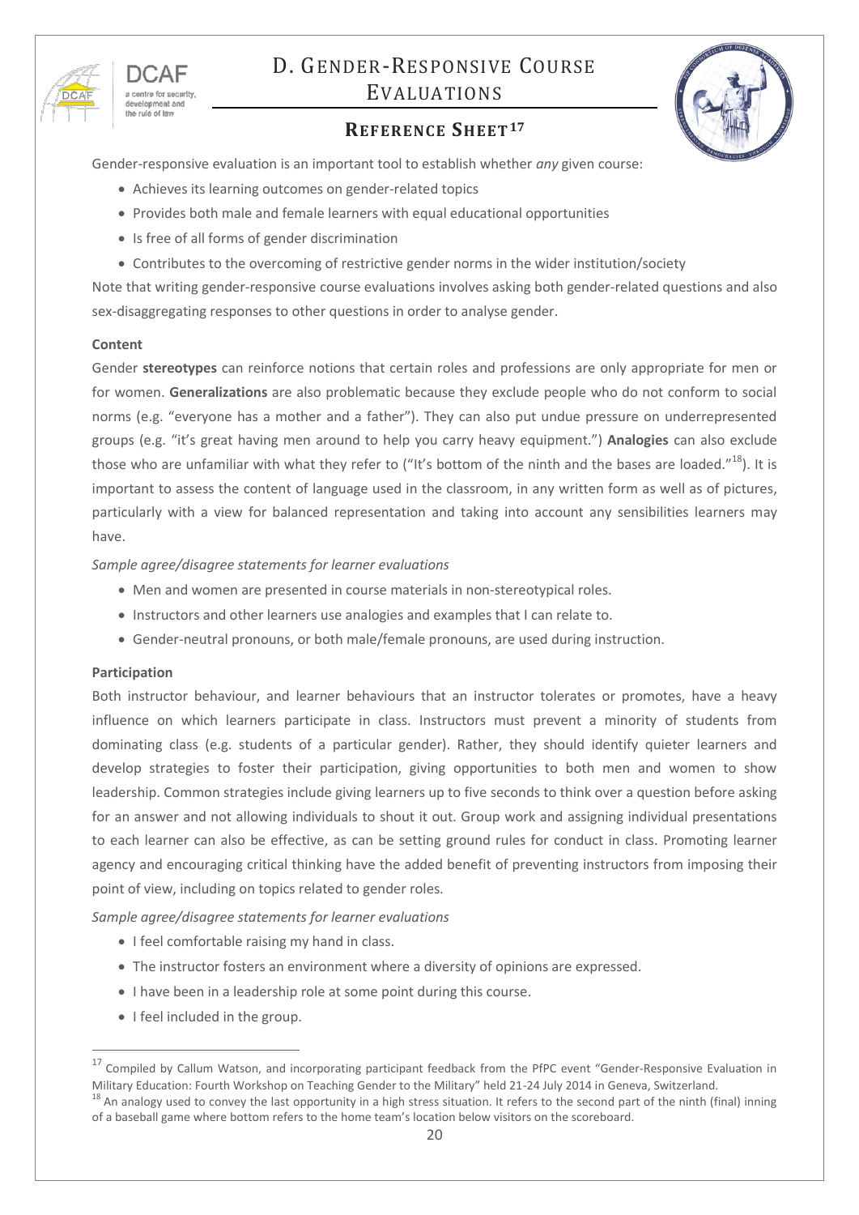# D. Gender-Responsive Course Evaluations

## Reference Sheet[17]

Gender-responsive evaluation is an important tool to establish whether *any* given course:

- Achieves its learning outcomes on gender-related topics
- Provides both male and female learners with equal educational opportunities
- Is free of all forms of gender discrimination
- Contributes to the overcoming of restrictive gender norms in the wider institution/society

Note that writing gender-responsive course evaluations involves asking both gender-related questions and also sex-disaggregating responses to other questions in order to analyse gender.

**Content**

Gender **stereotypes** can reinforce notions that certain roles and professions are only appropriate for men or for women. **Generalizations** are also problematic because they exclude people who do not conform to social norms (e.g. "everyone has a mother and a father"). They can also put undue pressure on underrepresented groups (e.g. "it's great having men around to help you carry heavy equipment.") **Analogies** can also exclude those who are unfamiliar with what they refer to ("It's bottom of the ninth and the bases are loaded."[18]). It is important to assess the content of language used in the classroom, in any written form as well as of pictures, particularly with a view for balanced representation and taking into account any sensibilities learners may have.

*Sample agree/disagree statements for learner evaluations*

- Men and women are presented in course materials in non-stereotypical roles.
- Instructors and other learners use analogies and examples that I can relate to.
- Gender-neutral pronouns, or both male/female pronouns, are used during instruction.

**Participation**

Both instructor behaviour, and learner behaviours that an instructor tolerates or promotes, have a heavy influence on which learners participate in class. Instructors must prevent a minority of students from dominating class (e.g. students of a particular gender). Rather, they should identify quieter learners and develop strategies to foster their participation, giving opportunities to both men and women to show leadership. Common strategies include giving learners up to five seconds to think over a question before asking for an answer and not allowing individuals to shout it out. Group work and assigning individual presentations to each learner can also be effective, as can be setting ground rules for conduct in class. Promoting learner agency and encouraging critical thinking have the added benefit of preventing instructors from imposing their point of view, including on topics related to gender roles.

*Sample agree/disagree statements for learner evaluations*

- I feel comfortable raising my hand in class.
- The instructor fosters an environment where a diversity of opinions are expressed.
- I have been in a leadership role at some point during this course.
- I feel included in the group.

---

[17] Compiled by Callum Watson, and incorporating participant feedback from the PfPC event "Gender-Responsive Evaluation in Military Education: Fourth Workshop on Teaching Gender to the Military" held 21-24 July 2014 in Geneva, Switzerland.

[18] An analogy used to convey the last opportunity in a high stress situation. It refers to the second part of the ninth (final) inning of a baseball game where bottom refers to the home team's location below visitors on the scoreboard.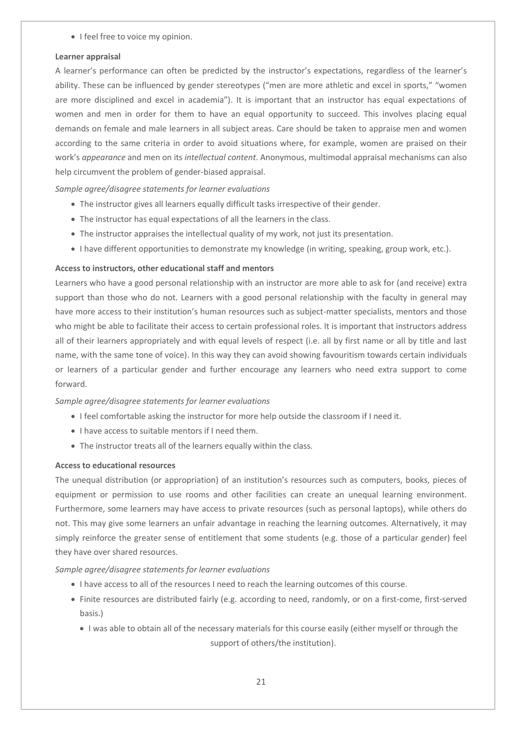- I feel free to voice my opinion.

**Learner appraisal**

A learner's performance can often be predicted by the instructor's expectations, regardless of the learner's ability. These can be influenced by gender stereotypes ("men are more athletic and excel in sports," "women are more disciplined and excel in academia"). It is important that an instructor has equal expectations of women and men in order for them to have an equal opportunity to succeed. This involves placing equal demands on female and male learners in all subject areas. Care should be taken to appraise men and women according to the same criteria in order to avoid situations where, for example, women are praised on their work's *appearance* and men on its *intellectual content*. Anonymous, multimodal appraisal mechanisms can also help circumvent the problem of gender-biased appraisal.

*Sample agree/disagree statements for learner evaluations*

- The instructor gives all learners equally difficult tasks irrespective of their gender.
- The instructor has equal expectations of all the learners in the class.
- The instructor appraises the intellectual quality of my work, not just its presentation.
- I have different opportunities to demonstrate my knowledge (in writing, speaking, group work, etc.).

**Access to instructors, other educational staff and mentors**

Learners who have a good personal relationship with an instructor are more able to ask for (and receive) extra support than those who do not. Learners with a good personal relationship with the faculty in general may have more access to their institution's human resources such as subject-matter specialists, mentors and those who might be able to facilitate their access to certain professional roles. It is important that instructors address all of their learners appropriately and with equal levels of respect (i.e. all by first name or all by title and last name, with the same tone of voice). In this way they can avoid showing favouritism towards certain individuals or learners of a particular gender and further encourage any learners who need extra support to come forward.

*Sample agree/disagree statements for learner evaluations*

- I feel comfortable asking the instructor for more help outside the classroom if I need it.
- I have access to suitable mentors if I need them.
- The instructor treats all of the learners equally within the class.

**Access to educational resources**

The unequal distribution (or appropriation) of an institution's resources such as computers, books, pieces of equipment or permission to use rooms and other facilities can create an unequal learning environment. Furthermore, some learners may have access to private resources (such as personal laptops), while others do not. This may give some learners an unfair advantage in reaching the learning outcomes. Alternatively, it may simply reinforce the greater sense of entitlement that some students (e.g. those of a particular gender) feel they have over shared resources.

*Sample agree/disagree statements for learner evaluations*

- I have access to all of the resources I need to reach the learning outcomes of this course.
- Finite resources are distributed fairly (e.g. according to need, randomly, or on a first-come, first-served basis.)
- I was able to obtain all of the necessary materials for this course easily (either myself or through the support of others/the institution).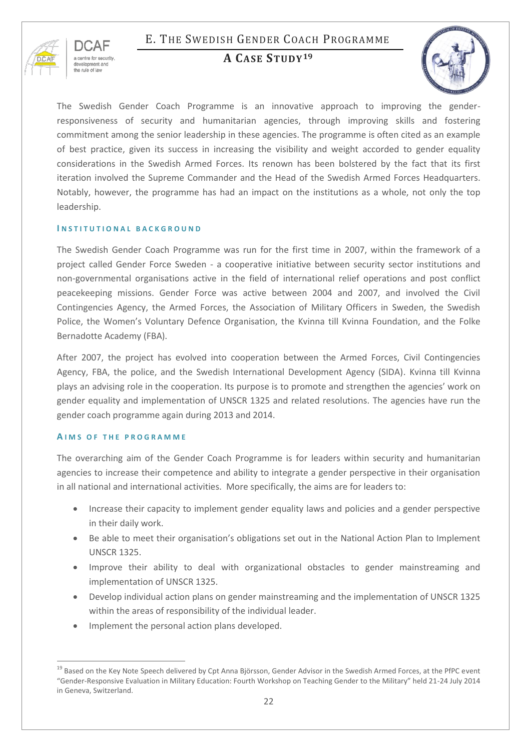# E. The Swedish Gender Coach Programme

## A Case Study[19]

The Swedish Gender Coach Programme is an innovative approach to improving the gender-responsiveness of security and humanitarian agencies, through improving skills and fostering commitment among the senior leadership in these agencies. The programme is often cited as an example of best practice, given its success in increasing the visibility and weight accorded to gender equality considerations in the Swedish Armed Forces. Its renown has been bolstered by the fact that its first iteration involved the Supreme Commander and the Head of the Swedish Armed Forces Headquarters. Notably, however, the programme has had an impact on the institutions as a whole, not only the top leadership.

### Institutional background

The Swedish Gender Coach Programme was run for the first time in 2007, within the framework of a project called Gender Force Sweden - a cooperative initiative between security sector institutions and non-governmental organisations active in the field of international relief operations and post conflict peacekeeping missions. Gender Force was active between 2004 and 2007, and involved the Civil Contingencies Agency, the Armed Forces, the Association of Military Officers in Sweden, the Swedish Police, the Women's Voluntary Defence Organisation, the Kvinna till Kvinna Foundation, and the Folke Bernadotte Academy (FBA).

After 2007, the project has evolved into cooperation between the Armed Forces, Civil Contingencies Agency, FBA, the police, and the Swedish International Development Agency (SIDA). Kvinna till Kvinna plays an advising role in the cooperation. Its purpose is to promote and strengthen the agencies' work on gender equality and implementation of UNSCR 1325 and related resolutions. The agencies have run the gender coach programme again during 2013 and 2014.

### Aims of the programme

The overarching aim of the Gender Coach Programme is for leaders within security and humanitarian agencies to increase their competence and ability to integrate a gender perspective in their organisation in all national and international activities. More specifically, the aims are for leaders to:

- Increase their capacity to implement gender equality laws and policies and a gender perspective in their daily work.
- Be able to meet their organisation's obligations set out in the National Action Plan to Implement UNSCR 1325.
- Improve their ability to deal with organizational obstacles to gender mainstreaming and implementation of UNSCR 1325.
- Develop individual action plans on gender mainstreaming and the implementation of UNSCR 1325 within the areas of responsibility of the individual leader.
- Implement the personal action plans developed.

[19] Based on the Key Note Speech delivered by Cpt Anna Björsson, Gender Advisor in the Swedish Armed Forces, at the PfPC event "Gender-Responsive Evaluation in Military Education: Fourth Workshop on Teaching Gender to the Military" held 21-24 July 2014 in Geneva, Switzerland.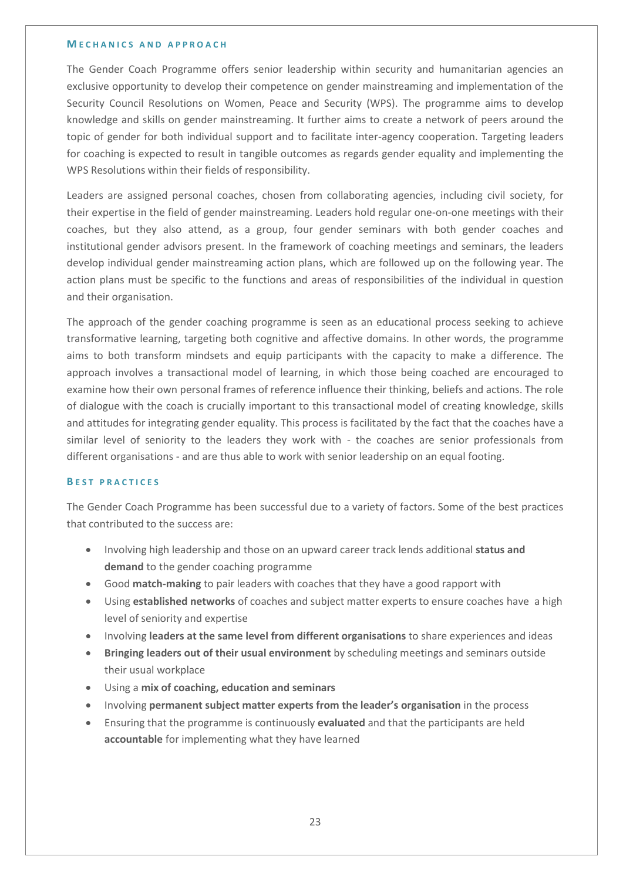### Mechanics and approach

The Gender Coach Programme offers senior leadership within security and humanitarian agencies an exclusive opportunity to develop their competence on gender mainstreaming and implementation of the Security Council Resolutions on Women, Peace and Security (WPS). The programme aims to develop knowledge and skills on gender mainstreaming. It further aims to create a network of peers around the topic of gender for both individual support and to facilitate inter-agency cooperation. Targeting leaders for coaching is expected to result in tangible outcomes as regards gender equality and implementing the WPS Resolutions within their fields of responsibility.

Leaders are assigned personal coaches, chosen from collaborating agencies, including civil society, for their expertise in the field of gender mainstreaming. Leaders hold regular one-on-one meetings with their coaches, but they also attend, as a group, four gender seminars with both gender coaches and institutional gender advisors present. In the framework of coaching meetings and seminars, the leaders develop individual gender mainstreaming action plans, which are followed up on the following year. The action plans must be specific to the functions and areas of responsibilities of the individual in question and their organisation.

The approach of the gender coaching programme is seen as an educational process seeking to achieve transformative learning, targeting both cognitive and affective domains. In other words, the programme aims to both transform mindsets and equip participants with the capacity to make a difference. The approach involves a transactional model of learning, in which those being coached are encouraged to examine how their own personal frames of reference influence their thinking, beliefs and actions. The role of dialogue with the coach is crucially important to this transactional model of creating knowledge, skills and attitudes for integrating gender equality. This process is facilitated by the fact that the coaches have a similar level of seniority to the leaders they work with - the coaches are senior professionals from different organisations - and are thus able to work with senior leadership on an equal footing.

### Best practices

The Gender Coach Programme has been successful due to a variety of factors. Some of the best practices that contributed to the success are:

- Involving high leadership and those on an upward career track lends additional **status and demand** to the gender coaching programme
- Good **match-making** to pair leaders with coaches that they have a good rapport with
- Using **established networks** of coaches and subject matter experts to ensure coaches have a high level of seniority and expertise
- Involving **leaders at the same level from different organisations** to share experiences and ideas
- **Bringing leaders out of their usual environment** by scheduling meetings and seminars outside their usual workplace
- Using a **mix of coaching, education and seminars**
- Involving **permanent subject matter experts from the leader's organisation** in the process
- Ensuring that the programme is continuously **evaluated** and that the participants are held **accountable** for implementing what they have learned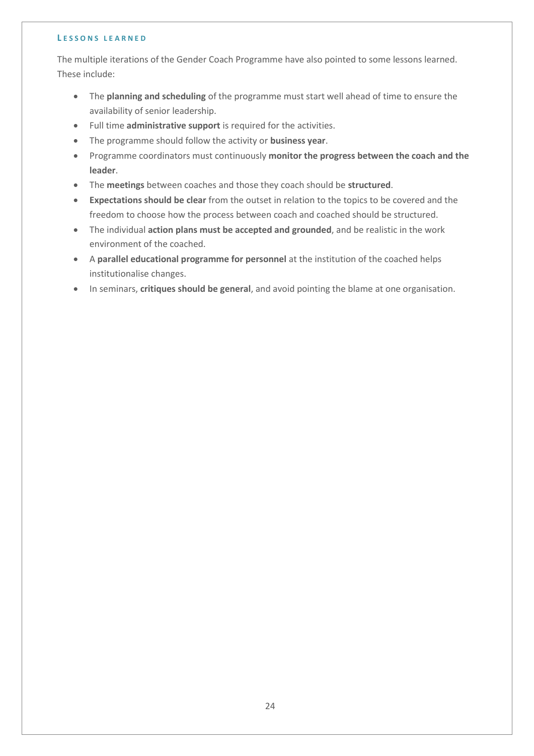### Lessons learned

The multiple iterations of the Gender Coach Programme have also pointed to some lessons learned. These include:

- The **planning and scheduling** of the programme must start well ahead of time to ensure the availability of senior leadership.
- Full time **administrative support** is required for the activities.
- The programme should follow the activity or **business year**.
- Programme coordinators must continuously **monitor the progress between the coach and the leader**.
- The **meetings** between coaches and those they coach should be **structured**.
- **Expectations should be clear** from the outset in relation to the topics to be covered and the freedom to choose how the process between coach and coached should be structured.
- The individual **action plans must be accepted and grounded**, and be realistic in the work environment of the coached.
- A **parallel educational programme for personnel** at the institution of the coached helps institutionalise changes.
- In seminars, **critiques should be general**, and avoid pointing the blame at one organisation.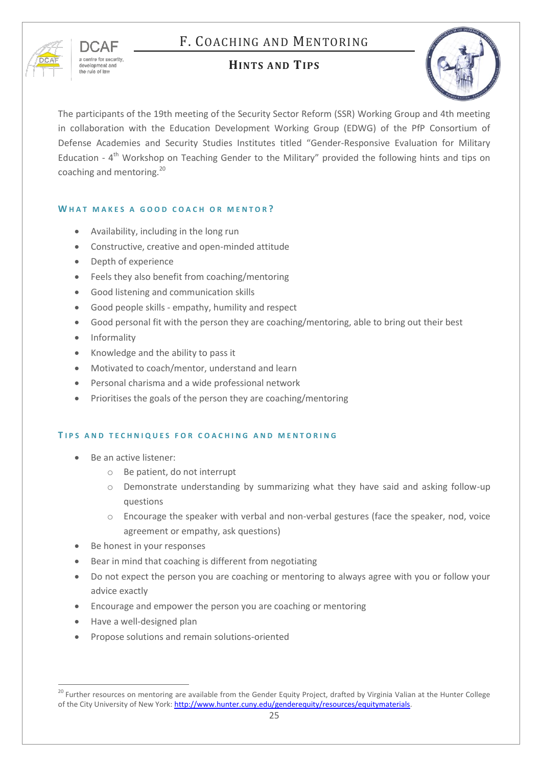# F. Coaching and Mentoring

## Hints and Tips

The participants of the 19th meeting of the Security Sector Reform (SSR) Working Group and 4th meeting in collaboration with the Education Development Working Group (EDWG) of the PfP Consortium of Defense Academies and Security Studies Institutes titled "Gender-Responsive Evaluation for Military Education - 4th Workshop on Teaching Gender to the Military" provided the following hints and tips on coaching and mentoring.[20]

### What makes a good coach or mentor?

- Availability, including in the long run
- Constructive, creative and open-minded attitude
- Depth of experience
- Feels they also benefit from coaching/mentoring
- Good listening and communication skills
- Good people skills - empathy, humility and respect
- Good personal fit with the person they are coaching/mentoring, able to bring out their best
- Informality
- Knowledge and the ability to pass it
- Motivated to coach/mentor, understand and learn
- Personal charisma and a wide professional network
- Prioritises the goals of the person they are coaching/mentoring

### Tips and techniques for coaching and mentoring

- Be an active listener:
  - Be patient, do not interrupt
  - Demonstrate understanding by summarizing what they have said and asking follow-up questions
  - Encourage the speaker with verbal and non-verbal gestures (face the speaker, nod, voice agreement or empathy, ask questions)
- Be honest in your responses
- Bear in mind that coaching is different from negotiating
- Do not expect the person you are coaching or mentoring to always agree with you or follow your advice exactly
- Encourage and empower the person you are coaching or mentoring
- Have a well-designed plan
- Propose solutions and remain solutions-oriented

---

[20] Further resources on mentoring are available from the Gender Equity Project, drafted by Virginia Valian at the Hunter College of the City University of New York: http://www.hunter.cuny.edu/genderequity/resources/equitymaterials.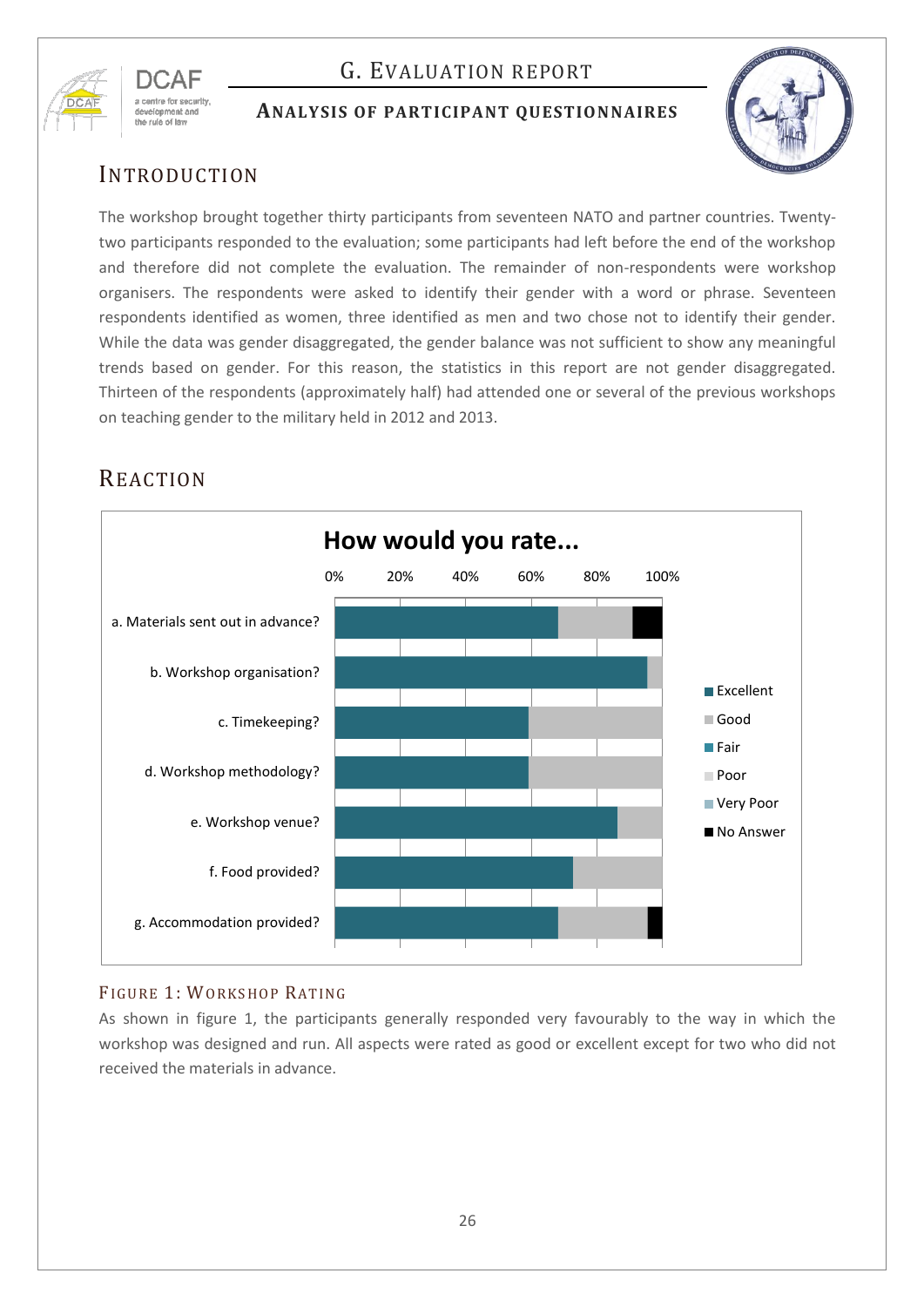## G. Evaluation Report

### Analysis of Participant Questionnaires

# Introduction

The workshop brought together thirty participants from seventeen NATO and partner countries. Twenty-two participants responded to the evaluation; some participants had left before the end of the workshop and therefore did not complete the evaluation. The remainder of non-respondents were workshop organisers. The respondents were asked to identify their gender with a word or phrase. Seventeen respondents identified as women, three identified as men and two chose not to identify their gender. While the data was gender disaggregated, the gender balance was not sufficient to show any meaningful trends based on gender. For this reason, the statistics in this report are not gender disaggregated. Thirteen of the respondents (approximately half) had attended one or several of the previous workshops on teaching gender to the military held in 2012 and 2013.

# Reaction

**How would you rate...**

Horizontal stacked bar chart, x-axis 0% to 100%. Legend: Excellent, Good, Fair, Poor, Very Poor, No Answer.

- a. Materials sent out in advance?
- b. Workshop organisation?
- c. Timekeeping?
- d. Workshop methodology?
- e. Workshop venue?
- f. Food provided?
- g. Accommodation provided?

Figure 1: Workshop Rating

As shown in figure 1, the participants generally responded very favourably to the way in which the workshop was designed and run. All aspects were rated as good or excellent except for two who did not received the materials in advance.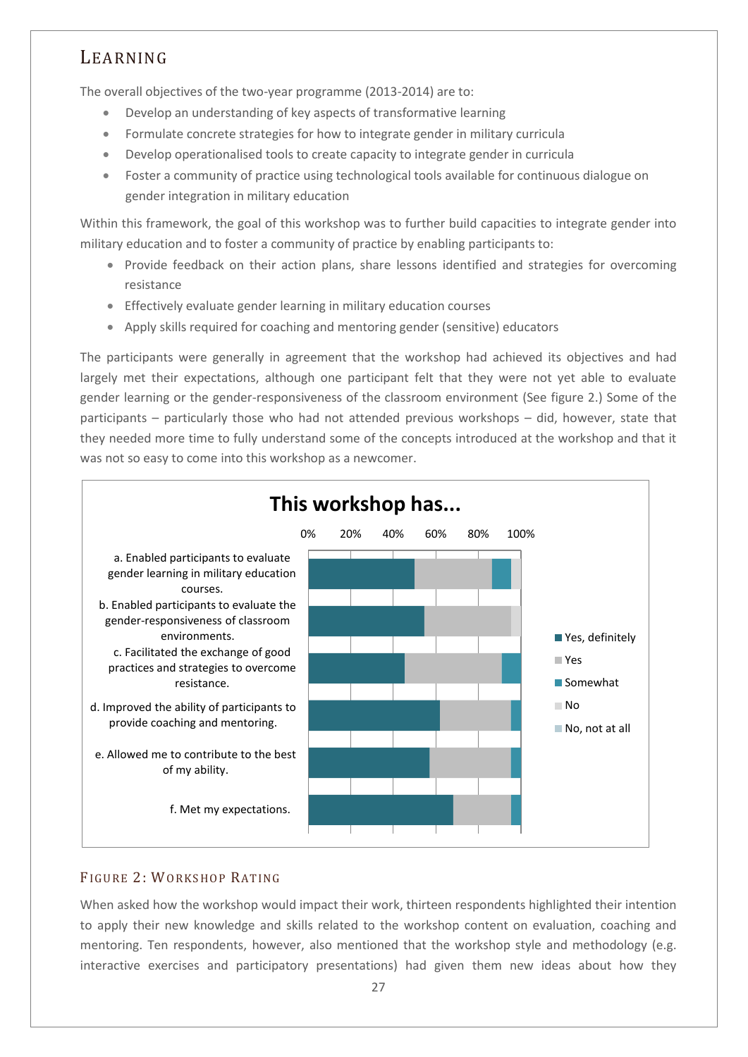## LEARNING

The overall objectives of the two-year programme (2013-2014) are to:

- Develop an understanding of key aspects of transformative learning
- Formulate concrete strategies for how to integrate gender in military curricula
- Develop operationalised tools to create capacity to integrate gender in curricula
- Foster a community of practice using technological tools available for continuous dialogue on gender integration in military education

Within this framework, the goal of this workshop was to further build capacities to integrate gender into military education and to foster a community of practice by enabling participants to:

- Provide feedback on their action plans, share lessons identified and strategies for overcoming resistance
- Effectively evaluate gender learning in military education courses
- Apply skills required for coaching and mentoring gender (sensitive) educators

The participants were generally in agreement that the workshop had achieved its objectives and had largely met their expectations, although one participant felt that they were not yet able to evaluate gender learning or the gender-responsiveness of the classroom environment (See figure 2.) Some of the participants – particularly those who had not attended previous workshops – did, however, state that they needed more time to fully understand some of the concepts introduced at the workshop and that it was not so easy to come into this workshop as a newcomer.

**This workshop has...**

a. Enabled participants to evaluate gender learning in military education courses.
b. Enabled participants to evaluate the gender-responsiveness of classroom environments.
c. Facilitated the exchange of good practices and strategies to overcome resistance.
d. Improved the ability of participants to provide coaching and mentoring.
e. Allowed me to contribute to the best of my ability.
f. Met my expectations.

Legend: Yes, definitely; Yes; Somewhat; No; No, not at all

FIGURE 2: WORKSHOP RATING

When asked how the workshop would impact their work, thirteen respondents highlighted their intention to apply their new knowledge and skills related to the workshop content on evaluation, coaching and mentoring. Ten respondents, however, also mentioned that the workshop style and methodology (e.g. interactive exercises and participatory presentations) had given them new ideas about how they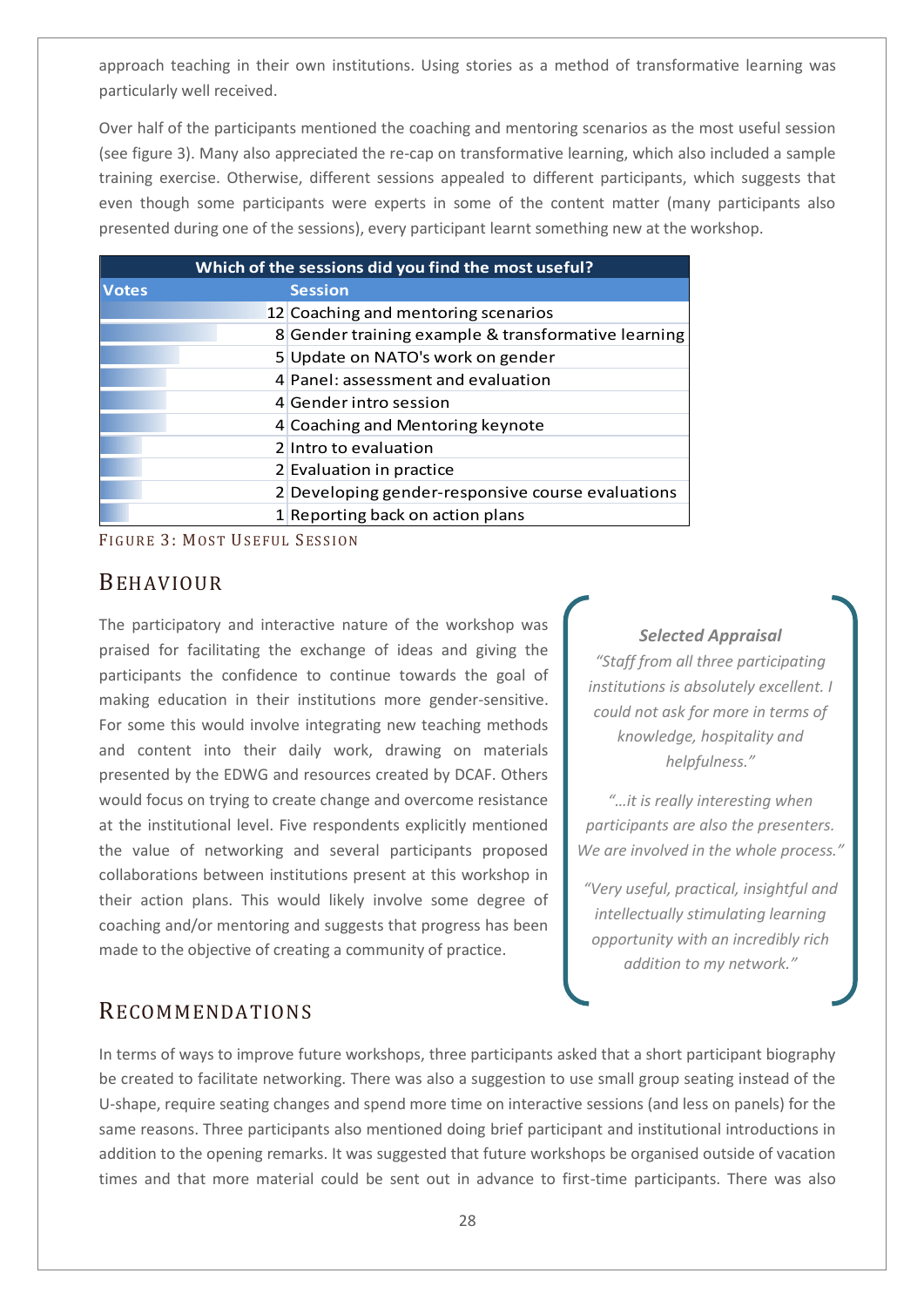approach teaching in their own institutions. Using stories as a method of transformative learning was particularly well received.

Over half of the participants mentioned the coaching and mentoring scenarios as the most useful session (see figure 3). Many also appreciated the re-cap on transformative learning, which also included a sample training exercise. Otherwise, different sessions appealed to different participants, which suggests that even though some participants were experts in some of the content matter (many participants also presented during one of the sessions), every participant learnt something new at the workshop.

| Which of the sessions did you find the most useful? | |
|---|---|
| **Votes** | **Session** |
| 12 | Coaching and mentoring scenarios |
| 8 | Gender training example & transformative learning |
| 5 | Update on NATO's work on gender |
| 4 | Panel: assessment and evaluation |
| 4 | Gender intro session |
| 4 | Coaching and Mentoring keynote |
| 2 | Intro to evaluation |
| 2 | Evaluation in practice |
| 2 | Developing gender-responsive course evaluations |
| 1 | Reporting back on action plans |

Figure 3: Most Useful Session

## Behaviour

The participatory and interactive nature of the workshop was praised for facilitating the exchange of ideas and giving the participants the confidence to continue towards the goal of making education in their institutions more gender-sensitive. For some this would involve integrating new teaching methods and content into their daily work, drawing on materials presented by the EDWG and resources created by DCAF. Others would focus on trying to create change and overcome resistance at the institutional level. Five respondents explicitly mentioned the value of networking and several participants proposed collaborations between institutions present at this workshop in their action plans. This would likely involve some degree of coaching and/or mentoring and suggests that progress has been made to the objective of creating a community of practice.

> ***Selected Appraisal***
>
> *"Staff from all three participating institutions is absolutely excellent. I could not ask for more in terms of knowledge, hospitality and helpfulness."*
>
> *"…it is really interesting when participants are also the presenters. We are involved in the whole process."*
>
> *"Very useful, practical, insightful and intellectually stimulating learning opportunity with an incredibly rich addition to my network."*

## Recommendations

In terms of ways to improve future workshops, three participants asked that a short participant biography be created to facilitate networking. There was also a suggestion to use small group seating instead of the U-shape, require seating changes and spend more time on interactive sessions (and less on panels) for the same reasons. Three participants also mentioned doing brief participant and institutional introductions in addition to the opening remarks. It was suggested that future workshops be organised outside of vacation times and that more material could be sent out in advance to first-time participants. There was also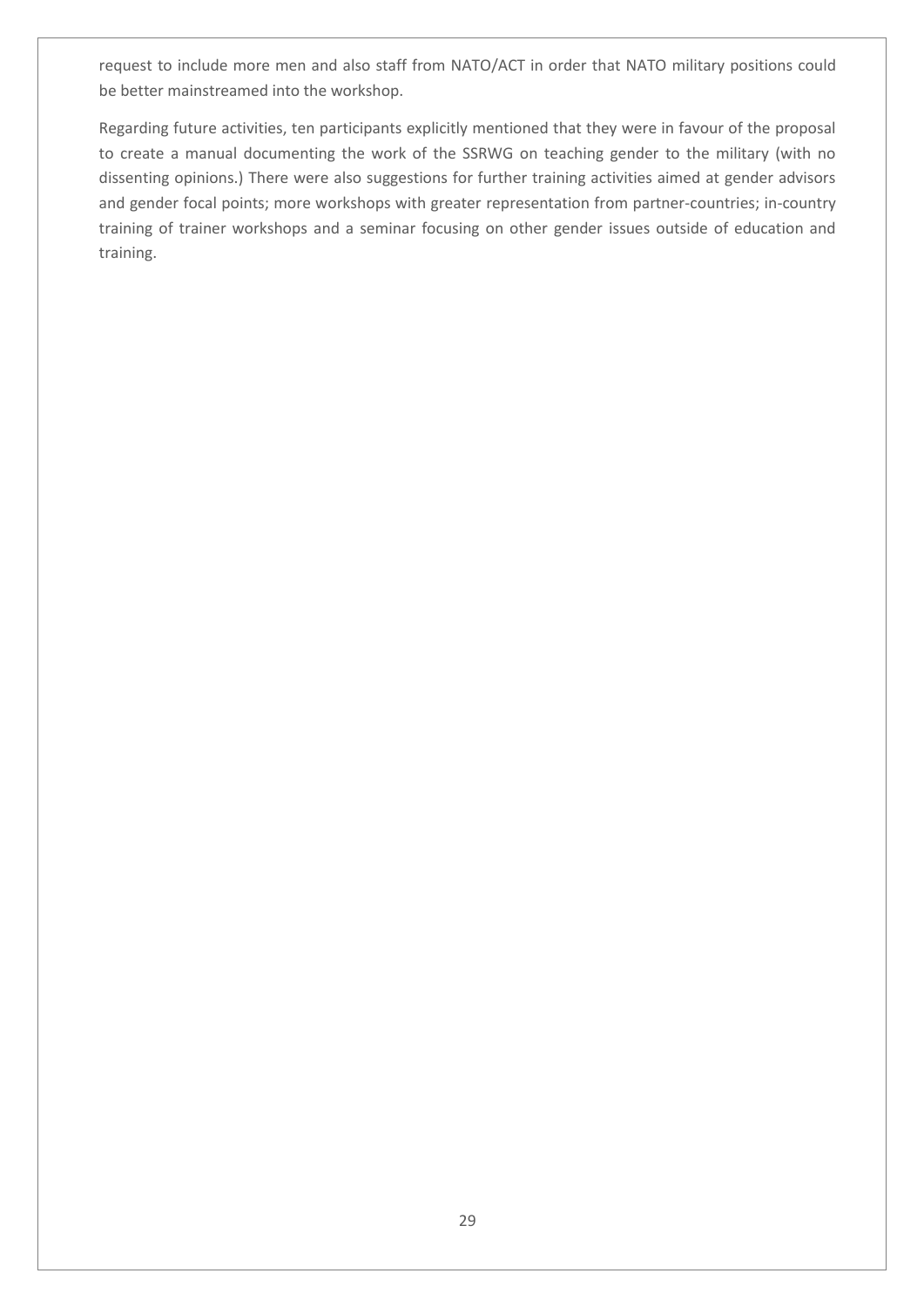request to include more men and also staff from NATO/ACT in order that NATO military positions could be better mainstreamed into the workshop.

Regarding future activities, ten participants explicitly mentioned that they were in favour of the proposal to create a manual documenting the work of the SSRWG on teaching gender to the military (with no dissenting opinions.) There were also suggestions for further training activities aimed at gender advisors and gender focal points; more workshops with greater representation from partner-countries; in-country training of trainer workshops and a seminar focusing on other gender issues outside of education and training.